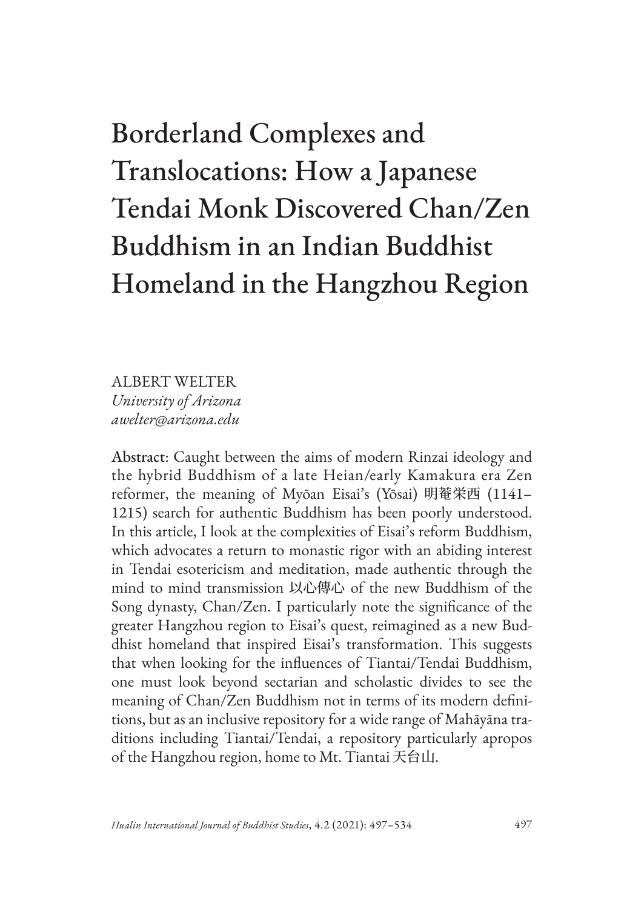# Borderland Complexes and Translocations: How a Japanese Tendai Monk Discovered Chan/Zen Buddhism in an Indian Buddhist Homeland in the Hangzhou Region

ALBERT WELTER
*University of Arizona*
*awelter@arizona.edu*

**Abstract**: Caught between the aims of modern Rinzai ideology and the hybrid Buddhism of a late Heian/early Kamakura era Zen reformer, the meaning of Myōan Eisai's (Yōsai) 明菴栄西 (1141–1215) search for authentic Buddhism has been poorly understood. In this article, I look at the complexities of Eisai's reform Buddhism, which advocates a return to monastic rigor with an abiding interest in Tendai esotericism and meditation, made authentic through the mind to mind transmission 以心傳心 of the new Buddhism of the Song dynasty, Chan/Zen. I particularly note the significance of the greater Hangzhou region to Eisai's quest, reimagined as a new Buddhist homeland that inspired Eisai's transformation. This suggests that when looking for the influences of Tiantai/Tendai Buddhism, one must look beyond sectarian and scholastic divides to see the meaning of Chan/Zen Buddhism not in terms of its modern definitions, but as an inclusive repository for a wide range of Mahāyāna traditions including Tiantai/Tendai, a repository particularly apropos of the Hangzhou region, home to Mt. Tiantai 天台山.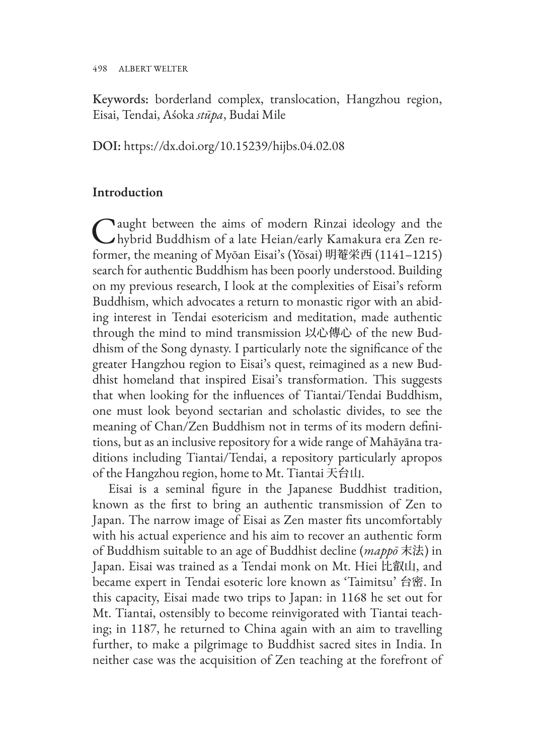**Keywords:** borderland complex, translocation, Hangzhou region, Eisai, Tendai, Aśoka *stūpa*, Budai Mile

**DOI:** https://dx.doi.org/10.15239/hijbs.04.02.08

## Introduction

Caught between the aims of modern Rinzai ideology and the hybrid Buddhism of a late Heian/early Kamakura era Zen reformer, the meaning of Myōan Eisai's (Yōsai) 明菴栄西 (1141–1215) search for authentic Buddhism has been poorly understood. Building on my previous research, I look at the complexities of Eisai's reform Buddhism, which advocates a return to monastic rigor with an abiding interest in Tendai esotericism and meditation, made authentic through the mind to mind transmission 以心傳心 of the new Buddhism of the Song dynasty. I particularly note the significance of the greater Hangzhou region to Eisai's quest, reimagined as a new Buddhist homeland that inspired Eisai's transformation. This suggests that when looking for the influences of Tiantai/Tendai Buddhism, one must look beyond sectarian and scholastic divides, to see the meaning of Chan/Zen Buddhism not in terms of its modern definitions, but as an inclusive repository for a wide range of Mahāyāna traditions including Tiantai/Tendai, a repository particularly apropos of the Hangzhou region, home to Mt. Tiantai 天台山.

Eisai is a seminal figure in the Japanese Buddhist tradition, known as the first to bring an authentic transmission of Zen to Japan. The narrow image of Eisai as Zen master fits uncomfortably with his actual experience and his aim to recover an authentic form of Buddhism suitable to an age of Buddhist decline (*mappō* 末法) in Japan. Eisai was trained as a Tendai monk on Mt. Hiei 比叡山, and became expert in Tendai esoteric lore known as 'Taimitsu' 台密. In this capacity, Eisai made two trips to Japan: in 1168 he set out for Mt. Tiantai, ostensibly to become reinvigorated with Tiantai teaching; in 1187, he returned to China again with an aim to travelling further, to make a pilgrimage to Buddhist sacred sites in India. In neither case was the acquisition of Zen teaching at the forefront of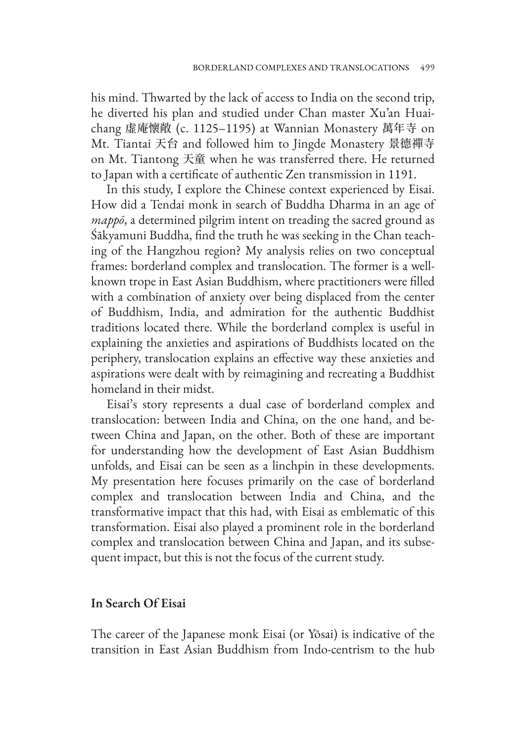his mind. Thwarted by the lack of access to India on the second trip, he diverted his plan and studied under Chan master Xu'an Huaichang 虛庵懷敞 (c. 1125–1195) at Wannian Monastery 萬年寺 on Mt. Tiantai 天台 and followed him to Jingde Monastery 景德禪寺 on Mt. Tiantong 天童 when he was transferred there. He returned to Japan with a certificate of authentic Zen transmission in 1191.

In this study, I explore the Chinese context experienced by Eisai. How did a Tendai monk in search of Buddha Dharma in an age of *mappō*, a determined pilgrim intent on treading the sacred ground as Śākyamuni Buddha, find the truth he was seeking in the Chan teaching of the Hangzhou region? My analysis relies on two conceptual frames: borderland complex and translocation. The former is a well-known trope in East Asian Buddhism, where practitioners were filled with a combination of anxiety over being displaced from the center of Buddhism, India, and admiration for the authentic Buddhist traditions located there. While the borderland complex is useful in explaining the anxieties and aspirations of Buddhists located on the periphery, translocation explains an effective way these anxieties and aspirations were dealt with by reimagining and recreating a Buddhist homeland in their midst.

Eisai's story represents a dual case of borderland complex and translocation: between India and China, on the one hand, and between China and Japan, on the other. Both of these are important for understanding how the development of East Asian Buddhism unfolds, and Eisai can be seen as a linchpin in these developments. My presentation here focuses primarily on the case of borderland complex and translocation between India and China, and the transformative impact that this had, with Eisai as emblematic of this transformation. Eisai also played a prominent role in the borderland complex and translocation between China and Japan, and its subsequent impact, but this is not the focus of the current study.

## In Search Of Eisai

The career of the Japanese monk Eisai (or Yōsai) is indicative of the transition in East Asian Buddhism from Indo-centrism to the hub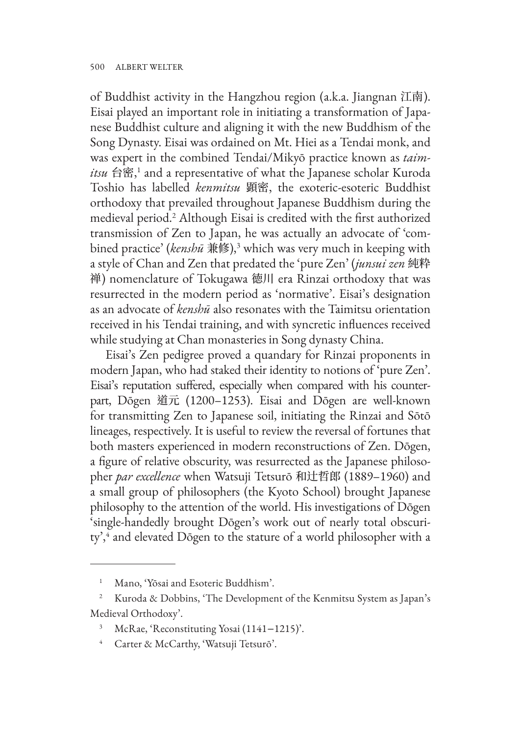of Buddhist activity in the Hangzhou region (a.k.a. Jiangnan 江南). Eisai played an important role in initiating a transformation of Japanese Buddhist culture and aligning it with the new Buddhism of the Song Dynasty. Eisai was ordained on Mt. Hiei as a Tendai monk, and was expert in the combined Tendai/Mikyō practice known as *taimitsu* 台密,[1] and a representative of what the Japanese scholar Kuroda Toshio has labelled *kenmitsu* 顕密, the exoteric-esoteric Buddhist orthodoxy that prevailed throughout Japanese Buddhism during the medieval period.[2] Although Eisai is credited with the first authorized transmission of Zen to Japan, he was actually an advocate of 'combined practice' (*kenshū* 兼修),[3] which was very much in keeping with a style of Chan and Zen that predated the 'pure Zen' (*junsui zen* 純粋禅) nomenclature of Tokugawa 徳川 era Rinzai orthodoxy that was resurrected in the modern period as 'normative'. Eisai's designation as an advocate of *kenshū* also resonates with the Taimitsu orientation received in his Tendai training, and with syncretic influences received while studying at Chan monasteries in Song dynasty China.

Eisai's Zen pedigree proved a quandary for Rinzai proponents in modern Japan, who had staked their identity to notions of 'pure Zen'. Eisai's reputation suffered, especially when compared with his counterpart, Dōgen 道元 (1200–1253). Eisai and Dōgen are well-known for transmitting Zen to Japanese soil, initiating the Rinzai and Sōtō lineages, respectively. It is useful to review the reversal of fortunes that both masters experienced in modern reconstructions of Zen. Dōgen, a figure of relative obscurity, was resurrected as the Japanese philosopher *par excellence* when Watsuji Tetsurō 和辻哲郎 (1889–1960) and a small group of philosophers (the Kyoto School) brought Japanese philosophy to the attention of the world. His investigations of Dōgen 'single-handedly brought Dōgen's work out of nearly total obscurity',[4] and elevated Dōgen to the stature of a world philosopher with a

---

[1] Mano, 'Yōsai and Esoteric Buddhism'.

[2] Kuroda & Dobbins, 'The Development of the Kenmitsu System as Japan's Medieval Orthodoxy'.

[3] McRae, 'Reconstituting Yosai (1141–1215)'.

[4] Carter & McCarthy, 'Watsuji Tetsurō'.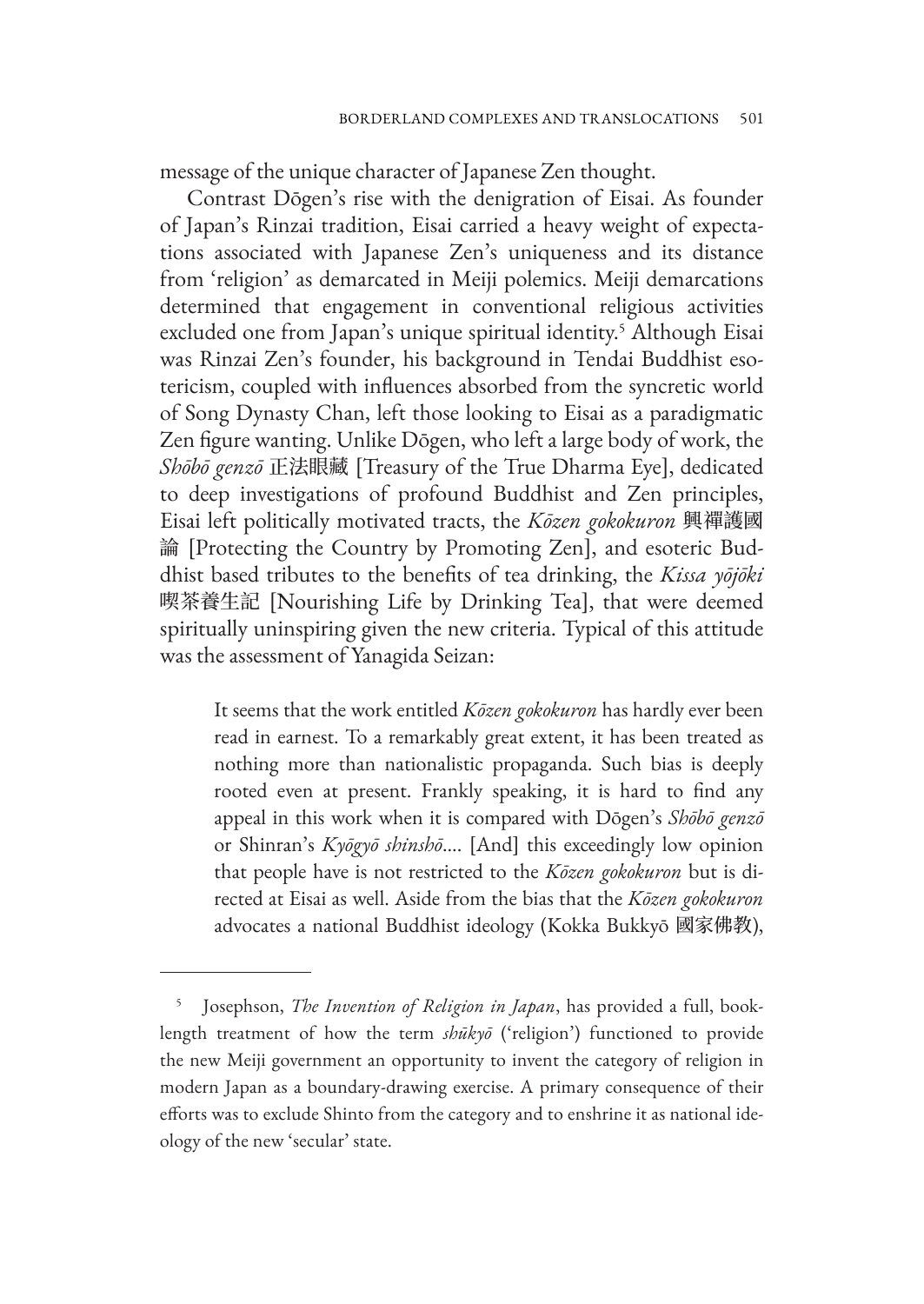message of the unique character of Japanese Zen thought.

Contrast Dōgen's rise with the denigration of Eisai. As founder of Japan's Rinzai tradition, Eisai carried a heavy weight of expectations associated with Japanese Zen's uniqueness and its distance from 'religion' as demarcated in Meiji polemics. Meiji demarcations determined that engagement in conventional religious activities excluded one from Japan's unique spiritual identity.[5] Although Eisai was Rinzai Zen's founder, his background in Tendai Buddhist esotericism, coupled with influences absorbed from the syncretic world of Song Dynasty Chan, left those looking to Eisai as a paradigmatic Zen figure wanting. Unlike Dōgen, who left a large body of work, the *Shōbō genzō* 正法眼藏 [Treasury of the True Dharma Eye], dedicated to deep investigations of profound Buddhist and Zen principles, Eisai left politically motivated tracts, the *Kōzen gokokuron* 興禪護國論 [Protecting the Country by Promoting Zen], and esoteric Buddhist based tributes to the benefits of tea drinking, the *Kissa yōjōki* 喫茶養生記 [Nourishing Life by Drinking Tea], that were deemed spiritually uninspiring given the new criteria. Typical of this attitude was the assessment of Yanagida Seizan:

> It seems that the work entitled *Kōzen gokokuron* has hardly ever been read in earnest. To a remarkably great extent, it has been treated as nothing more than nationalistic propaganda. Such bias is deeply rooted even at present. Frankly speaking, it is hard to find any appeal in this work when it is compared with Dōgen's *Shōbō genzō* or Shinran's *Kyōgyō shinshō*.... [And] this exceedingly low opinion that people have is not restricted to the *Kōzen gokokuron* but is directed at Eisai as well. Aside from the bias that the *Kōzen gokokuron* advocates a national Buddhist ideology (Kokka Bukkyō 國家佛教),

---

[5] Josephson, *The Invention of Religion in Japan*, has provided a full, book-length treatment of how the term *shūkyō* ('religion') functioned to provide the new Meiji government an opportunity to invent the category of religion in modern Japan as a boundary-drawing exercise. A primary consequence of their efforts was to exclude Shinto from the category and to enshrine it as national ideology of the new 'secular' state.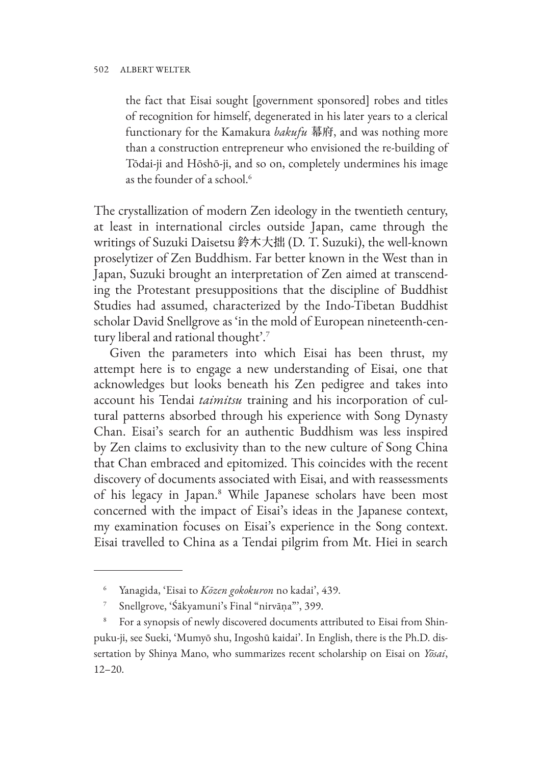> the fact that Eisai sought [government sponsored] robes and titles of recognition for himself, degenerated in his later years to a clerical functionary for the Kamakura *bakufu* 幕府, and was nothing more than a construction entrepreneur who envisioned the re-building of Tōdai-ji and Hōshō-ji, and so on, completely undermines his image as the founder of a school.[6]

The crystallization of modern Zen ideology in the twentieth century, at least in international circles outside Japan, came through the writings of Suzuki Daisetsu 鈴木大拙 (D. T. Suzuki), the well-known proselytizer of Zen Buddhism. Far better known in the West than in Japan, Suzuki brought an interpretation of Zen aimed at transcending the Protestant presuppositions that the discipline of Buddhist Studies had assumed, characterized by the Indo-Tibetan Buddhist scholar David Snellgrove as 'in the mold of European nineteenth-century liberal and rational thought'.[7]

Given the parameters into which Eisai has been thrust, my attempt here is to engage a new understanding of Eisai, one that acknowledges but looks beneath his Zen pedigree and takes into account his Tendai *taimitsu* training and his incorporation of cultural patterns absorbed through his experience with Song Dynasty Chan. Eisai's search for an authentic Buddhism was less inspired by Zen claims to exclusivity than to the new culture of Song China that Chan embraced and epitomized. This coincides with the recent discovery of documents associated with Eisai, and with reassessments of his legacy in Japan.[8] While Japanese scholars have been most concerned with the impact of Eisai's ideas in the Japanese context, my examination focuses on Eisai's experience in the Song context. Eisai travelled to China as a Tendai pilgrim from Mt. Hiei in search

---

[6] Yanagida, 'Eisai to *Kōzen gokokuron* no kadai', 439.

[7] Snellgrove, 'Śākyamuni's Final "nirvāṇa"', 399.

[8] For a synopsis of newly discovered documents attributed to Eisai from Shinpuku-ji, see Sueki, 'Mumyō shu, Ingoshū kaidai'. In English, there is the Ph.D. dissertation by Shinya Mano, who summarizes recent scholarship on Eisai on *Yōsai*, 12–20.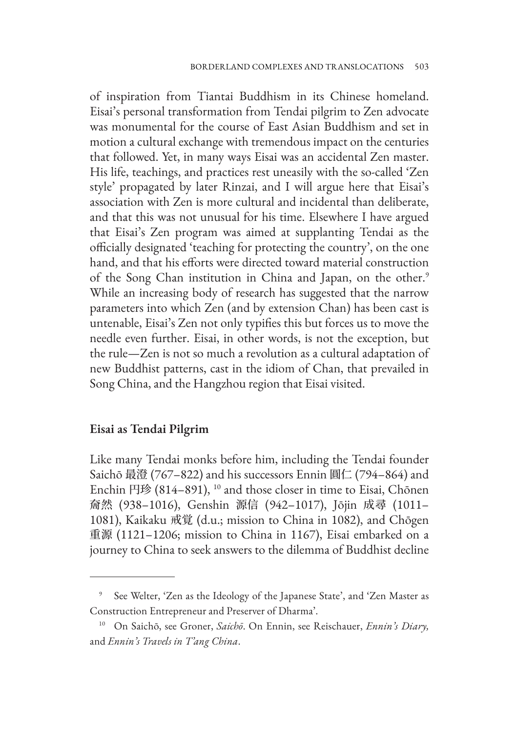of inspiration from Tiantai Buddhism in its Chinese homeland. Eisai's personal transformation from Tendai pilgrim to Zen advocate was monumental for the course of East Asian Buddhism and set in motion a cultural exchange with tremendous impact on the centuries that followed. Yet, in many ways Eisai was an accidental Zen master. His life, teachings, and practices rest uneasily with the so-called 'Zen style' propagated by later Rinzai, and I will argue here that Eisai's association with Zen is more cultural and incidental than deliberate, and that this was not unusual for his time. Elsewhere I have argued that Eisai's Zen program was aimed at supplanting Tendai as the officially designated 'teaching for protecting the country', on the one hand, and that his efforts were directed toward material construction of the Song Chan institution in China and Japan, on the other.[9] While an increasing body of research has suggested that the narrow parameters into which Zen (and by extension Chan) has been cast is untenable, Eisai's Zen not only typifies this but forces us to move the needle even further. Eisai, in other words, is not the exception, but the rule—Zen is not so much a revolution as a cultural adaptation of new Buddhist patterns, cast in the idiom of Chan, that prevailed in Song China, and the Hangzhou region that Eisai visited.

## Eisai as Tendai Pilgrim

Like many Tendai monks before him, including the Tendai founder Saichō 最澄 (767–822) and his successors Ennin 圓仁 (794–864) and Enchin 円珍 (814–891), [10] and those closer in time to Eisai, Chōnen 奝然 (938–1016), Genshin 源信 (942–1017), Jōjin 成尋 (1011–1081), Kaikaku 戒覚 (d.u.; mission to China in 1082), and Chōgen 重源 (1121–1206; mission to China in 1167), Eisai embarked on a journey to China to seek answers to the dilemma of Buddhist decline

---

[9] See Welter, 'Zen as the Ideology of the Japanese State', and 'Zen Master as Construction Entrepreneur and Preserver of Dharma'.

[10] On Saichō, see Groner, *Saichō*. On Ennin, see Reischauer, *Ennin's Diary,* and *Ennin's Travels in T'ang China*.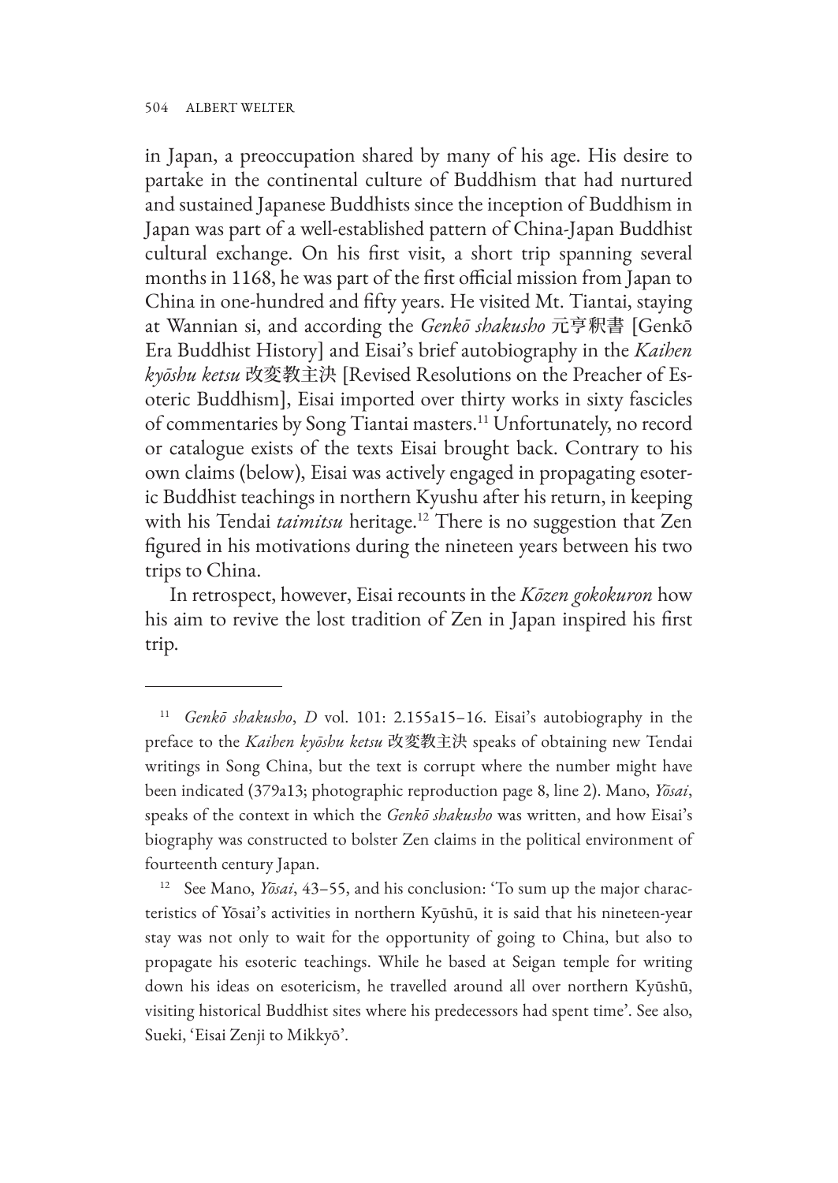in Japan, a preoccupation shared by many of his age. His desire to partake in the continental culture of Buddhism that had nurtured and sustained Japanese Buddhists since the inception of Buddhism in Japan was part of a well-established pattern of China-Japan Buddhist cultural exchange. On his first visit, a short trip spanning several months in 1168, he was part of the first official mission from Japan to China in one-hundred and fifty years. He visited Mt. Tiantai, staying at Wannian si, and according the *Genkō shakusho* 元亨釈書 [Genkō Era Buddhist History] and Eisai's brief autobiography in the *Kaihen kyōshu ketsu* 改変教主決 [Revised Resolutions on the Preacher of Esoteric Buddhism], Eisai imported over thirty works in sixty fascicles of commentaries by Song Tiantai masters.[11] Unfortunately, no record or catalogue exists of the texts Eisai brought back. Contrary to his own claims (below), Eisai was actively engaged in propagating esoteric Buddhist teachings in northern Kyushu after his return, in keeping with his Tendai *taimitsu* heritage.[12] There is no suggestion that Zen figured in his motivations during the nineteen years between his two trips to China.

In retrospect, however, Eisai recounts in the *Kōzen gokokuron* how his aim to revive the lost tradition of Zen in Japan inspired his first trip.

---

[11] *Genkō shakusho*, *D* vol. 101: 2.155a15–16. Eisai's autobiography in the preface to the *Kaihen kyōshu ketsu* 改変教主決 speaks of obtaining new Tendai writings in Song China, but the text is corrupt where the number might have been indicated (379a13; photographic reproduction page 8, line 2). Mano, *Yōsai*, speaks of the context in which the *Genkō shakusho* was written, and how Eisai's biography was constructed to bolster Zen claims in the political environment of fourteenth century Japan.

[12] See Mano, *Yōsai*, 43–55, and his conclusion: 'To sum up the major characteristics of Yōsai's activities in northern Kyūshū, it is said that his nineteen-year stay was not only to wait for the opportunity of going to China, but also to propagate his esoteric teachings. While he based at Seigan temple for writing down his ideas on esotericism, he travelled around all over northern Kyūshū, visiting historical Buddhist sites where his predecessors had spent time'. See also, Sueki, 'Eisai Zenji to Mikkyō'.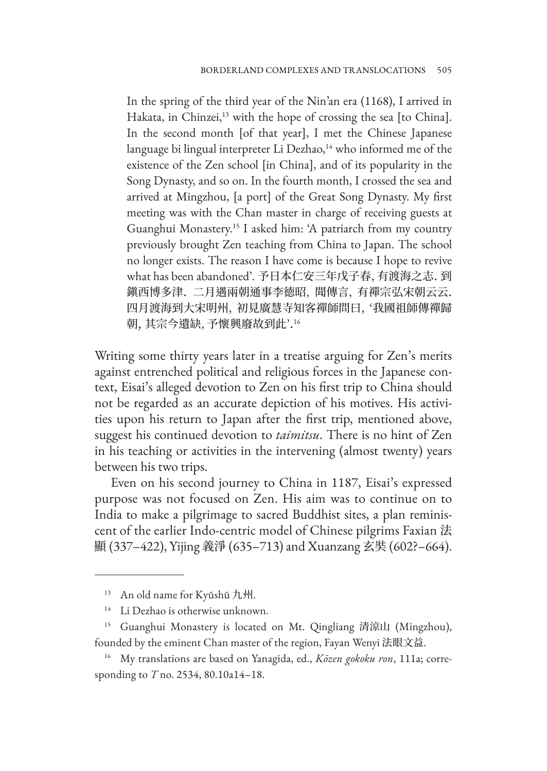> In the spring of the third year of the Nin'an era (1168), I arrived in Hakata, in Chinzei,[13] with the hope of crossing the sea [to China]. In the second month [of that year], I met the Chinese Japanese language bi lingual interpreter Li Dezhao,[14] who informed me of the existence of the Zen school [in China], and of its popularity in the Song Dynasty, and so on. In the fourth month, I crossed the sea and arrived at Mingzhou, [a port] of the Great Song Dynasty. My first meeting was with the Chan master in charge of receiving guests at Guanghui Monastery.[15] I asked him: 'A patriarch from my country previously brought Zen teaching from China to Japan. The school no longer exists. The reason I have come is because I hope to revive what has been abandoned'. 予日本仁安三年戊子春, 有渡海之志. 到鎮西博多津. 二月遇兩朝通事李徳昭, 聞傳言, 有禪宗弘宋朝云云. 四月渡海到大宋明州, 初見廣慧寺知客禪師問曰, '我國祖師傳禪歸朝, 其宗今遺缺, 予懷興廢故到此'.[16]

Writing some thirty years later in a treatise arguing for Zen's merits against entrenched political and religious forces in the Japanese context, Eisai's alleged devotion to Zen on his first trip to China should not be regarded as an accurate depiction of his motives. His activities upon his return to Japan after the first trip, mentioned above, suggest his continued devotion to *taimitsu*. There is no hint of Zen in his teaching or activities in the intervening (almost twenty) years between his two trips.

Even on his second journey to China in 1187, Eisai's expressed purpose was not focused on Zen. His aim was to continue on to India to make a pilgrimage to sacred Buddhist sites, a plan reminiscent of the earlier Indo-centric model of Chinese pilgrims Faxian 法顯 (337–422), Yijing 義淨 (635–713) and Xuanzang 玄奘 (602?–664).

---

[13] An old name for Kyūshū 九州.

[14] Li Dezhao is otherwise unknown.

[15] Guanghui Monastery is located on Mt. Qingliang 清涼山 (Mingzhou), founded by the eminent Chan master of the region, Fayan Wenyi 法眼文益.

[16] My translations are based on Yanagida, ed., *Kōzen gokoku ron*, 111a; corresponding to *T* no. 2534, 80.10a14–18.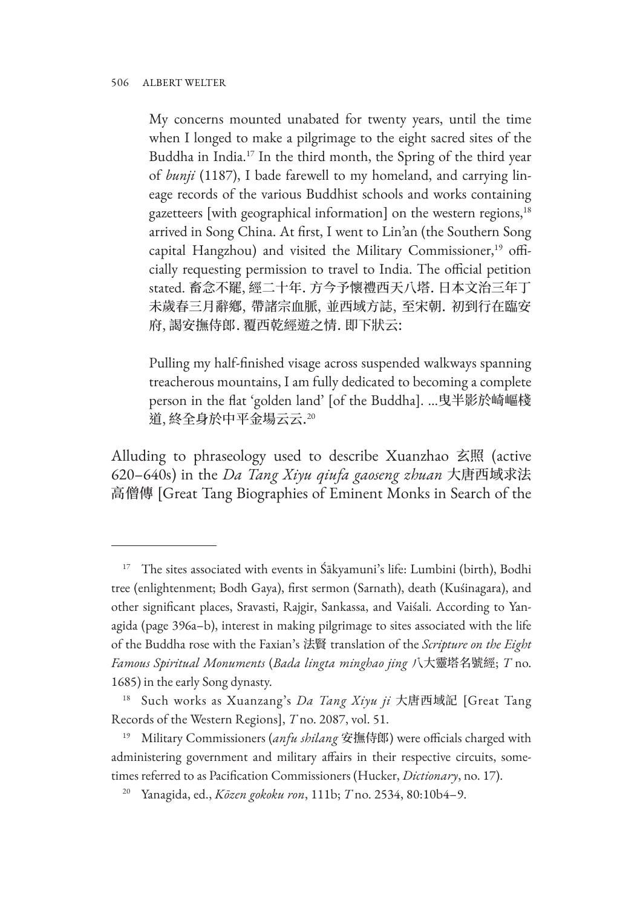> My concerns mounted unabated for twenty years, until the time when I longed to make a pilgrimage to the eight sacred sites of the Buddha in India.[17] In the third month, the Spring of the third year of *bunji* (1187), I bade farewell to my homeland, and carrying lineage records of the various Buddhist schools and works containing gazetteers [with geographical information] on the western regions,[18] arrived in Song China. At first, I went to Lin'an (the Southern Song capital Hangzhou) and visited the Military Commissioner,[19] officially requesting permission to travel to India. The official petition stated. 畜念不罷, 經二十年. 方今予懷禮西天八塔. 日本文治三年丁未歲春三月辭鄉, 帶諸宗血脈, 並西域方誌, 至宋朝. 初到行在臨安府, 謁安撫侍郎. 覆西乾經遊之情. 即下狀云:

> Pulling my half-finished visage across suspended walkways spanning treacherous mountains, I am fully dedicated to becoming a complete person in the flat 'golden land' [of the Buddha]. ...曳半影於崎嶇棧道, 終全身於中平金場云云.[20]

Alluding to phraseology used to describe Xuanzhao 玄照 (active 620–640s) in the *Da Tang Xiyu qiufa gaoseng zhuan* 大唐西域求法高僧傳 [Great Tang Biographies of Eminent Monks in Search of the

---

[17] The sites associated with events in Śākyamuni's life: Lumbini (birth), Bodhi tree (enlightenment; Bodh Gaya), first sermon (Sarnath), death (Kuśinagara), and other significant places, Sravasti, Rajgir, Sankassa, and Vaiśali. According to Yanagida (page 396a–b), interest in making pilgrimage to sites associated with the life of the Buddha rose with the Faxian's 法賢 translation of the *Scripture on the Eight Famous Spiritual Monuments* (*Bada lingta minghao jing* 八大靈塔名號經; *T* no. 1685) in the early Song dynasty.

[18] Such works as Xuanzang's *Da Tang Xiyu ji* 大唐西域記 [Great Tang Records of the Western Regions], *T* no. 2087, vol. 51.

[19] Military Commissioners (*anfu shilang* 安撫侍郎) were officials charged with administering government and military affairs in their respective circuits, sometimes referred to as Pacification Commissioners (Hucker, *Dictionary*, no. 17).

[20] Yanagida, ed., *Kōzen gokoku ron*, 111b; *T* no. 2534, 80:10b4–9.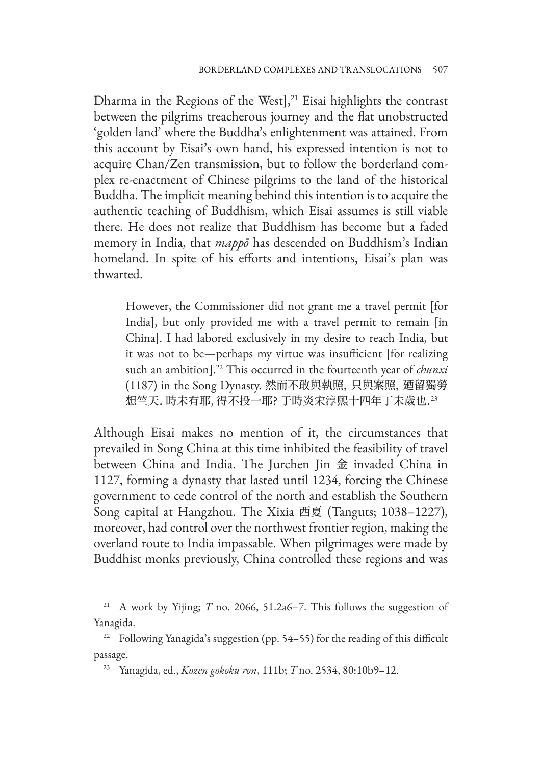Dharma in the Regions of the West],[21] Eisai highlights the contrast between the pilgrims treacherous journey and the flat unobstructed 'golden land' where the Buddha's enlightenment was attained. From this account by Eisai's own hand, his expressed intention is not to acquire Chan/Zen transmission, but to follow the borderland complex re-enactment of Chinese pilgrims to the land of the historical Buddha. The implicit meaning behind this intention is to acquire the authentic teaching of Buddhism, which Eisai assumes is still viable there. He does not realize that Buddhism has become but a faded memory in India, that *mappō* has descended on Buddhism's Indian homeland. In spite of his efforts and intentions, Eisai's plan was thwarted.

> However, the Commissioner did not grant me a travel permit [for India], but only provided me with a travel permit to remain [in China]. I had labored exclusively in my desire to reach India, but it was not to be—perhaps my virtue was insufficient [for realizing such an ambition].[22] This occurred in the fourteenth year of *chunxi* (1187) in the Song Dynasty. 然而不敢與執照, 只與案照, 廼留獨勞想竺天. 時未有耶, 得不投一耶? 于時炎宋淳熙十四年丁未歲也.[23]

Although Eisai makes no mention of it, the circumstances that prevailed in Song China at this time inhibited the feasibility of travel between China and India. The Jurchen Jin 金 invaded China in 1127, forming a dynasty that lasted until 1234, forcing the Chinese government to cede control of the north and establish the Southern Song capital at Hangzhou. The Xixia 西夏 (Tanguts; 1038–1227), moreover, had control over the northwest frontier region, making the overland route to India impassable. When pilgrimages were made by Buddhist monks previously, China controlled these regions and was

---

[21] A work by Yijing; *T* no. 2066, 51.2a6–7. This follows the suggestion of Yanagida.

[22] Following Yanagida's suggestion (pp. 54–55) for the reading of this difficult passage.

[23] Yanagida, ed., *Kōzen gokoku ron*, 111b; *T* no. 2534, 80:10b9–12.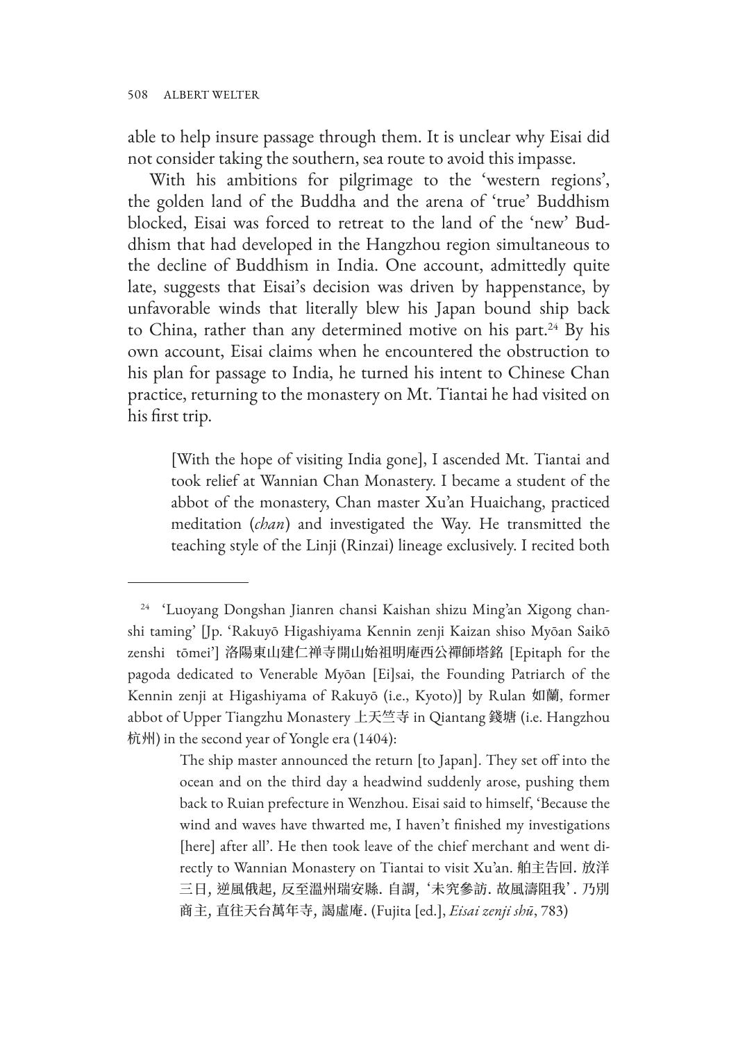able to help insure passage through them. It is unclear why Eisai did not consider taking the southern, sea route to avoid this impasse.

With his ambitions for pilgrimage to the 'western regions', the golden land of the Buddha and the arena of 'true' Buddhism blocked, Eisai was forced to retreat to the land of the 'new' Buddhism that had developed in the Hangzhou region simultaneous to the decline of Buddhism in India. One account, admittedly quite late, suggests that Eisai's decision was driven by happenstance, by unfavorable winds that literally blew his Japan bound ship back to China, rather than any determined motive on his part.[24] By his own account, Eisai claims when he encountered the obstruction to his plan for passage to India, he turned his intent to Chinese Chan practice, returning to the monastery on Mt. Tiantai he had visited on his first trip.

> [With the hope of visiting India gone], I ascended Mt. Tiantai and took relief at Wannian Chan Monastery. I became a student of the abbot of the monastery, Chan master Xu'an Huaichang, practiced meditation (*chan*) and investigated the Way. He transmitted the teaching style of the Linji (Rinzai) lineage exclusively. I recited both

---

[24] 'Luoyang Dongshan Jianren chansi Kaishan shizu Ming'an Xigong chanshi taming' [Jp. 'Rakuyō Higashiyama Kennin zenji Kaizan shiso Myōan Saikō zenshi tōmei'] 洛陽東山建仁禅寺開山始祖明庵西公禪師塔銘 [Epitaph for the pagoda dedicated to Venerable Myōan [Ei]sai, the Founding Patriarch of the Kennin zenji at Higashiyama of Rakuyō (i.e., Kyoto)] by Rulan 如蘭, former abbot of Upper Tiangzhu Monastery 上天竺寺 in Qiantang 錢塘 (i.e. Hangzhou 杭州) in the second year of Yongle era (1404):

> The ship master announced the return [to Japan]. They set off into the ocean and on the third day a headwind suddenly arose, pushing them back to Ruian prefecture in Wenzhou. Eisai said to himself, 'Because the wind and waves have thwarted me, I haven't finished my investigations [here] after all'. He then took leave of the chief merchant and went directly to Wannian Monastery on Tiantai to visit Xu'an. 舶主告回. 放洋三日, 逆風俄起, 反至溫州瑞安縣. 自謂, '未究參訪. 故風濤阻我'. 乃別商主, 直往天台萬年寺, 謁虛庵. (Fujita [ed.], *Eisai zenji shū*, 783)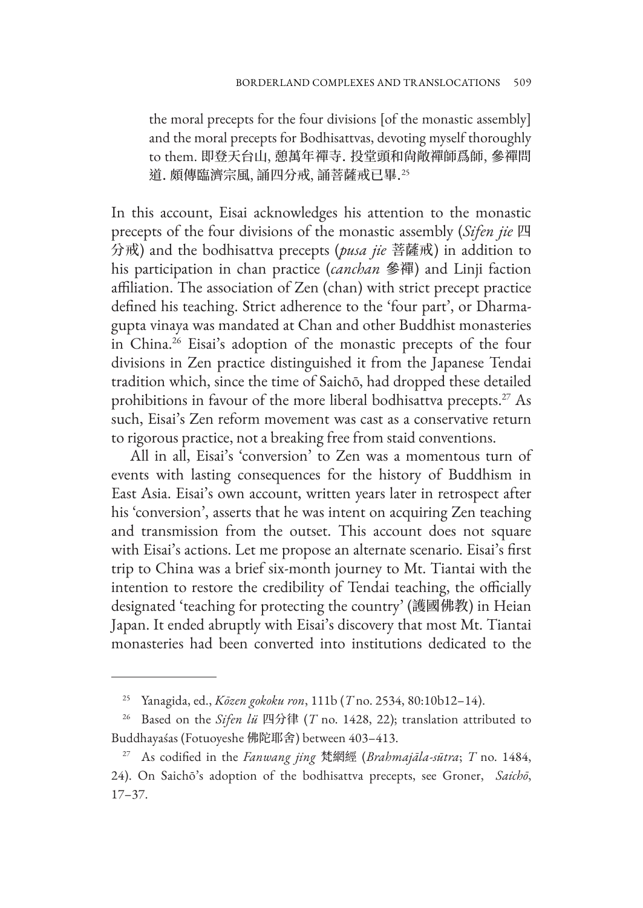the moral precepts for the four divisions [of the monastic assembly] and the moral precepts for Bodhisattvas, devoting myself thoroughly to them. 即登天台山, 憩萬年禪寺. 投堂頭和尚敞禪師爲師, 參禪問道. 頗傳臨濟宗風, 誦四分戒, 誦菩薩戒已畢.[25]

In this account, Eisai acknowledges his attention to the monastic precepts of the four divisions of the monastic assembly (*Sifen jie* 四分戒) and the bodhisattva precepts (*pusa jie* 菩薩戒) in addition to his participation in chan practice (*canchan* 參禪) and Linji faction affiliation. The association of Zen (chan) with strict precept practice defined his teaching. Strict adherence to the 'four part', or Dharmagupta vinaya was mandated at Chan and other Buddhist monasteries in China.[26] Eisai's adoption of the monastic precepts of the four divisions in Zen practice distinguished it from the Japanese Tendai tradition which, since the time of Saichō, had dropped these detailed prohibitions in favour of the more liberal bodhisattva precepts.[27] As such, Eisai's Zen reform movement was cast as a conservative return to rigorous practice, not a breaking free from staid conventions.

All in all, Eisai's 'conversion' to Zen was a momentous turn of events with lasting consequences for the history of Buddhism in East Asia. Eisai's own account, written years later in retrospect after his 'conversion', asserts that he was intent on acquiring Zen teaching and transmission from the outset. This account does not square with Eisai's actions. Let me propose an alternate scenario. Eisai's first trip to China was a brief six-month journey to Mt. Tiantai with the intention to restore the credibility of Tendai teaching, the officially designated 'teaching for protecting the country' (護國佛教) in Heian Japan. It ended abruptly with Eisai's discovery that most Mt. Tiantai monasteries had been converted into institutions dedicated to the

---

[25] Yanagida, ed., *Kōzen gokoku ron*, 111b (*T* no. 2534, 80:10b12–14).

[26] Based on the *Sifen lü* 四分律 (*T* no. 1428, 22); translation attributed to Buddhayaśas (Fotuoyeshe 佛陀耶舍) between 403–413.

[27] As codified in the *Fanwang jing* 梵網經 (*Brahmajāla-sūtra*; *T* no. 1484, 24). On Saichō's adoption of the bodhisattva precepts, see Groner, *Saichō*, 17–37.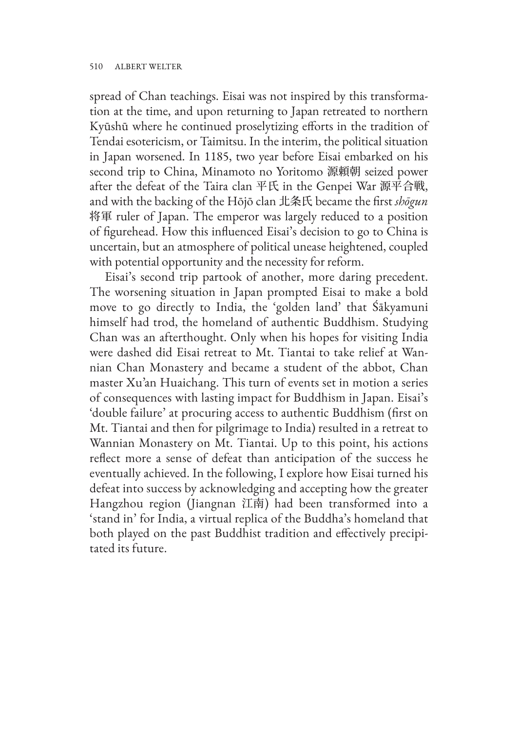spread of Chan teachings. Eisai was not inspired by this transformation at the time, and upon returning to Japan retreated to northern Kyūshū where he continued proselytizing efforts in the tradition of Tendai esotericism, or Taimitsu. In the interim, the political situation in Japan worsened. In 1185, two year before Eisai embarked on his second trip to China, Minamoto no Yoritomo 源頼朝 seized power after the defeat of the Taira clan 平氏 in the Genpei War 源平合戦, and with the backing of the Hōjō clan 北条氏 became the first *shōgun* 将軍 ruler of Japan. The emperor was largely reduced to a position of figurehead. How this influenced Eisai's decision to go to China is uncertain, but an atmosphere of political unease heightened, coupled with potential opportunity and the necessity for reform.

Eisai's second trip partook of another, more daring precedent. The worsening situation in Japan prompted Eisai to make a bold move to go directly to India, the 'golden land' that Śākyamuni himself had trod, the homeland of authentic Buddhism. Studying Chan was an afterthought. Only when his hopes for visiting India were dashed did Eisai retreat to Mt. Tiantai to take relief at Wannian Chan Monastery and became a student of the abbot, Chan master Xu'an Huaichang. This turn of events set in motion a series of consequences with lasting impact for Buddhism in Japan. Eisai's 'double failure' at procuring access to authentic Buddhism (first on Mt. Tiantai and then for pilgrimage to India) resulted in a retreat to Wannian Monastery on Mt. Tiantai. Up to this point, his actions reflect more a sense of defeat than anticipation of the success he eventually achieved. In the following, I explore how Eisai turned his defeat into success by acknowledging and accepting how the greater Hangzhou region (Jiangnan 江南) had been transformed into a 'stand in' for India, a virtual replica of the Buddha's homeland that both played on the past Buddhist tradition and effectively precipitated its future.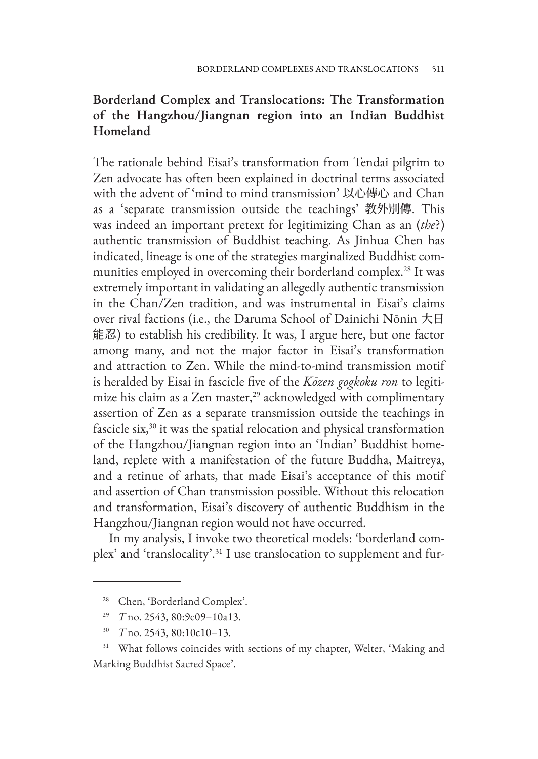## Borderland Complex and Translocations: The Transformation of the Hangzhou/Jiangnan region into an Indian Buddhist Homeland

The rationale behind Eisai's transformation from Tendai pilgrim to Zen advocate has often been explained in doctrinal terms associated with the advent of 'mind to mind transmission' 以心傳心 and Chan as a 'separate transmission outside the teachings' 教外別傳. This was indeed an important pretext for legitimizing Chan as an (*the*?) authentic transmission of Buddhist teaching. As Jinhua Chen has indicated, lineage is one of the strategies marginalized Buddhist communities employed in overcoming their borderland complex.[28] It was extremely important in validating an allegedly authentic transmission in the Chan/Zen tradition, and was instrumental in Eisai's claims over rival factions (i.e., the Daruma School of Dainichi Nōnin 大日能忍) to establish his credibility. It was, I argue here, but one factor among many, and not the major factor in Eisai's transformation and attraction to Zen. While the mind-to-mind transmission motif is heralded by Eisai in fascicle five of the *Kōzen gogkoku ron* to legitimize his claim as a Zen master,[29] acknowledged with complimentary assertion of Zen as a separate transmission outside the teachings in fascicle six,[30] it was the spatial relocation and physical transformation of the Hangzhou/Jiangnan region into an 'Indian' Buddhist homeland, replete with a manifestation of the future Buddha, Maitreya, and a retinue of arhats, that made Eisai's acceptance of this motif and assertion of Chan transmission possible. Without this relocation and transformation, Eisai's discovery of authentic Buddhism in the Hangzhou/Jiangnan region would not have occurred.

In my analysis, I invoke two theoretical models: 'borderland complex' and 'translocality'.[31] I use translocation to supplement and fur-

---

[28] Chen, 'Borderland Complex'.

[29] *T* no. 2543, 80:9c09–10a13.

[30] *T* no. 2543, 80:10c10–13.

[31] What follows coincides with sections of my chapter, Welter, 'Making and Marking Buddhist Sacred Space'.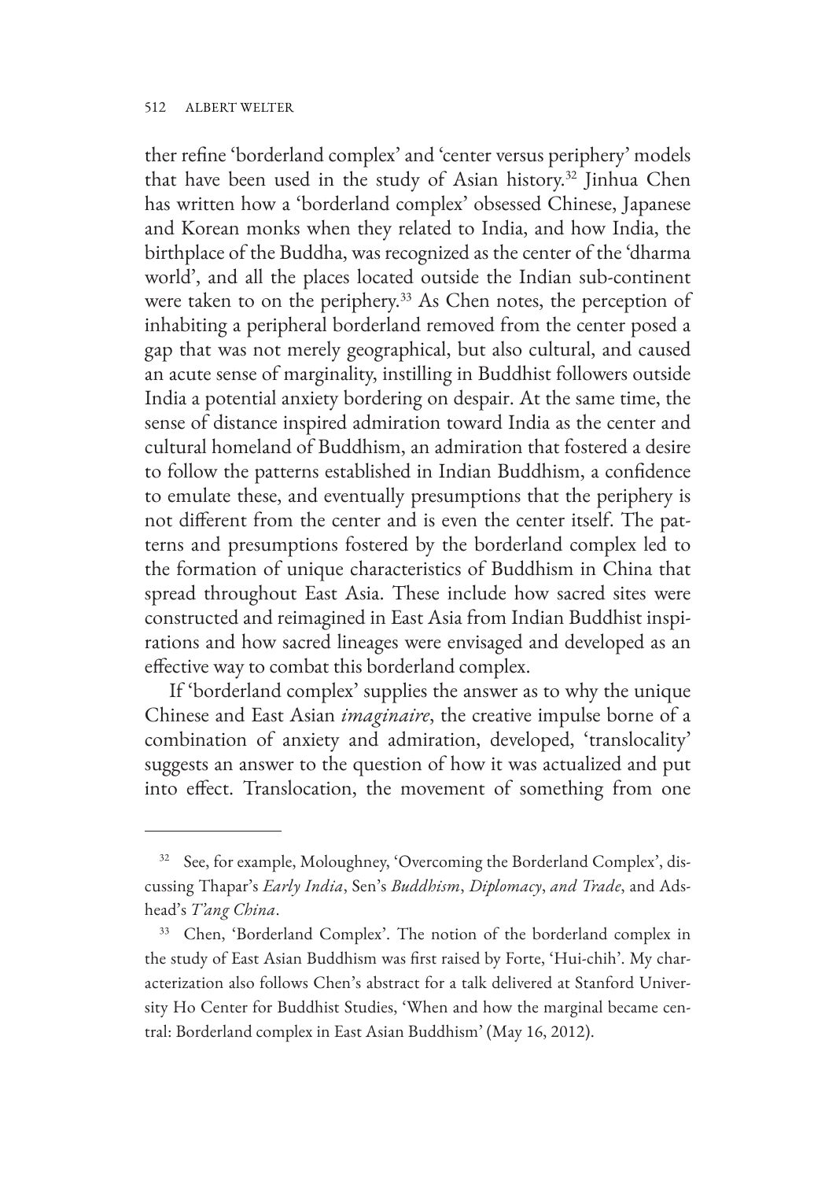ther refine 'borderland complex' and 'center versus periphery' models that have been used in the study of Asian history.[32] Jinhua Chen has written how a 'borderland complex' obsessed Chinese, Japanese and Korean monks when they related to India, and how India, the birthplace of the Buddha, was recognized as the center of the 'dharma world', and all the places located outside the Indian sub-continent were taken to on the periphery.[33] As Chen notes, the perception of inhabiting a peripheral borderland removed from the center posed a gap that was not merely geographical, but also cultural, and caused an acute sense of marginality, instilling in Buddhist followers outside India a potential anxiety bordering on despair. At the same time, the sense of distance inspired admiration toward India as the center and cultural homeland of Buddhism, an admiration that fostered a desire to follow the patterns established in Indian Buddhism, a confidence to emulate these, and eventually presumptions that the periphery is not different from the center and is even the center itself. The patterns and presumptions fostered by the borderland complex led to the formation of unique characteristics of Buddhism in China that spread throughout East Asia. These include how sacred sites were constructed and reimagined in East Asia from Indian Buddhist inspirations and how sacred lineages were envisaged and developed as an effective way to combat this borderland complex.

If 'borderland complex' supplies the answer as to why the unique Chinese and East Asian *imaginaire*, the creative impulse borne of a combination of anxiety and admiration, developed, 'translocality' suggests an answer to the question of how it was actualized and put into effect. Translocation, the movement of something from one

---

[32] See, for example, Moloughney, 'Overcoming the Borderland Complex', discussing Thapar's *Early India*, Sen's *Buddhism*, *Diplomacy*, *and Trade*, and Adshead's *T'ang China*.

[33] Chen, 'Borderland Complex'. The notion of the borderland complex in the study of East Asian Buddhism was first raised by Forte, 'Hui-chih'. My characterization also follows Chen's abstract for a talk delivered at Stanford University Ho Center for Buddhist Studies, 'When and how the marginal became central: Borderland complex in East Asian Buddhism' (May 16, 2012).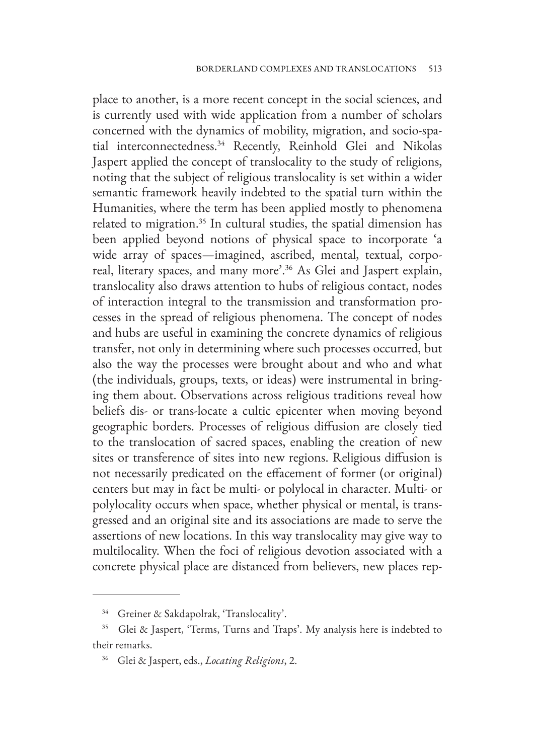place to another, is a more recent concept in the social sciences, and is currently used with wide application from a number of scholars concerned with the dynamics of mobility, migration, and socio-spatial interconnectedness.[34] Recently, Reinhold Glei and Nikolas Jaspert applied the concept of translocality to the study of religions, noting that the subject of religious translocality is set within a wider semantic framework heavily indebted to the spatial turn within the Humanities, where the term has been applied mostly to phenomena related to migration.[35] In cultural studies, the spatial dimension has been applied beyond notions of physical space to incorporate 'a wide array of spaces—imagined, ascribed, mental, textual, corporeal, literary spaces, and many more'.[36] As Glei and Jaspert explain, translocality also draws attention to hubs of religious contact, nodes of interaction integral to the transmission and transformation processes in the spread of religious phenomena. The concept of nodes and hubs are useful in examining the concrete dynamics of religious transfer, not only in determining where such processes occurred, but also the way the processes were brought about and who and what (the individuals, groups, texts, or ideas) were instrumental in bringing them about. Observations across religious traditions reveal how beliefs dis- or trans-locate a cultic epicenter when moving beyond geographic borders. Processes of religious diffusion are closely tied to the translocation of sacred spaces, enabling the creation of new sites or transference of sites into new regions. Religious diffusion is not necessarily predicated on the effacement of former (or original) centers but may in fact be multi- or polylocal in character. Multi- or polylocality occurs when space, whether physical or mental, is transgressed and an original site and its associations are made to serve the assertions of new locations. In this way translocality may give way to multilocality. When the foci of religious devotion associated with a concrete physical place are distanced from believers, new places rep-

---

[34] Greiner & Sakdapolrak, 'Translocality'.

[35] Glei & Jaspert, 'Terms, Turns and Traps'. My analysis here is indebted to their remarks.

[36] Glei & Jaspert, eds., *Locating Religions*, 2.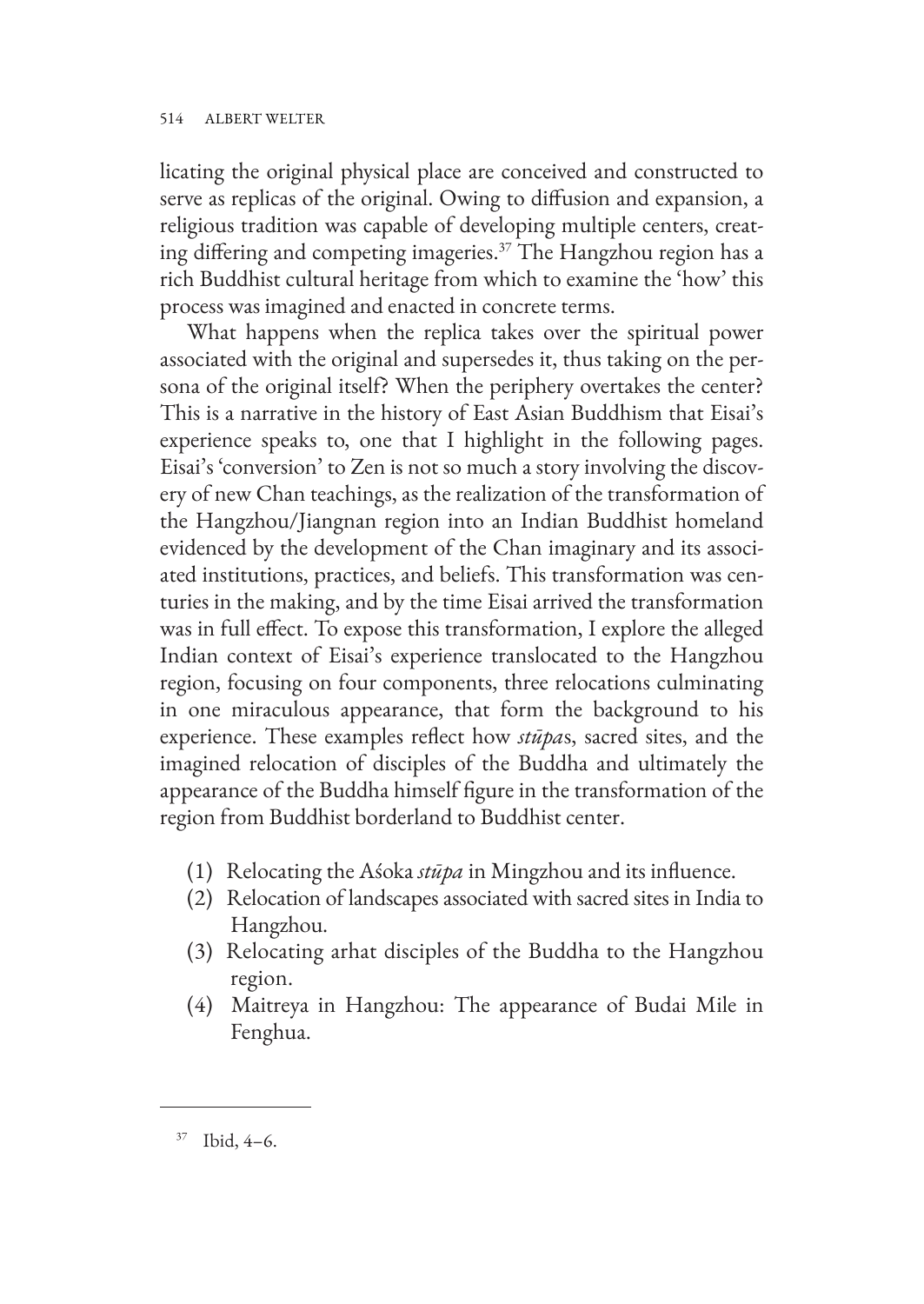licating the original physical place are conceived and constructed to serve as replicas of the original. Owing to diffusion and expansion, a religious tradition was capable of developing multiple centers, creating differing and competing imageries.[37] The Hangzhou region has a rich Buddhist cultural heritage from which to examine the 'how' this process was imagined and enacted in concrete terms.

What happens when the replica takes over the spiritual power associated with the original and supersedes it, thus taking on the persona of the original itself? When the periphery overtakes the center? This is a narrative in the history of East Asian Buddhism that Eisai's experience speaks to, one that I highlight in the following pages. Eisai's 'conversion' to Zen is not so much a story involving the discovery of new Chan teachings, as the realization of the transformation of the Hangzhou/Jiangnan region into an Indian Buddhist homeland evidenced by the development of the Chan imaginary and its associated institutions, practices, and beliefs. This transformation was centuries in the making, and by the time Eisai arrived the transformation was in full effect. To expose this transformation, I explore the alleged Indian context of Eisai's experience translocated to the Hangzhou region, focusing on four components, three relocations culminating in one miraculous appearance, that form the background to his experience. These examples reflect how *stūpa*s, sacred sites, and the imagined relocation of disciples of the Buddha and ultimately the appearance of the Buddha himself figure in the transformation of the region from Buddhist borderland to Buddhist center.

(1) Relocating the Aśoka *stūpa* in Mingzhou and its influence.
(2) Relocation of landscapes associated with sacred sites in India to Hangzhou.
(3) Relocating arhat disciples of the Buddha to the Hangzhou region.
(4) Maitreya in Hangzhou: The appearance of Budai Mile in Fenghua.

---

[37] Ibid, 4–6.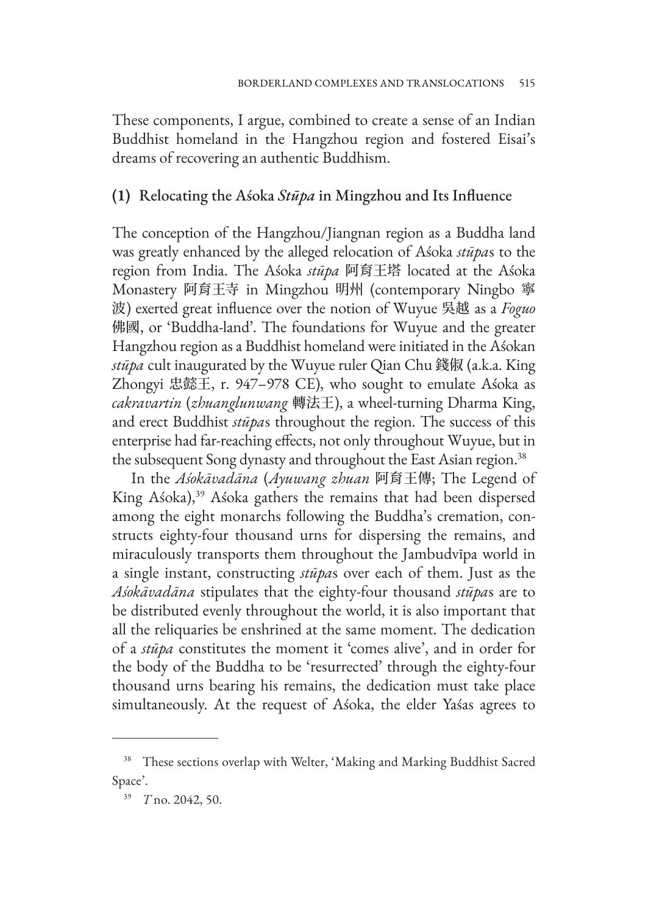These components, I argue, combined to create a sense of an Indian Buddhist homeland in the Hangzhou region and fostered Eisai's dreams of recovering an authentic Buddhism.

### (1) Relocating the Aśoka *Stūpa* in Mingzhou and Its Influence

The conception of the Hangzhou/Jiangnan region as a Buddha land was greatly enhanced by the alleged relocation of Aśoka *stūpa*s to the region from India. The Aśoka *stūpa* 阿育王塔 located at the Aśoka Monastery 阿育王寺 in Mingzhou 明州 (contemporary Ningbo 寧波) exerted great influence over the notion of Wuyue 吳越 as a *Foguo* 佛國, or 'Buddha-land'. The foundations for Wuyue and the greater Hangzhou region as a Buddhist homeland were initiated in the Aśokan *stūpa* cult inaugurated by the Wuyue ruler Qian Chu 錢俶 (a.k.a. King Zhongyi 忠懿王, r. 947–978 CE), who sought to emulate Aśoka as *cakravartin* (*zhuanglunwang* 轉法王), a wheel-turning Dharma King, and erect Buddhist *stūpa*s throughout the region. The success of this enterprise had far-reaching effects, not only throughout Wuyue, but in the subsequent Song dynasty and throughout the East Asian region.[38]

In the *Aśokāvadāna* (*Ayuwang zhuan* 阿育王傳; The Legend of King Aśoka),[39] Aśoka gathers the remains that had been dispersed among the eight monarchs following the Buddha's cremation, constructs eighty-four thousand urns for dispersing the remains, and miraculously transports them throughout the Jambudvīpa world in a single instant, constructing *stūpa*s over each of them. Just as the *Aśokāvadāna* stipulates that the eighty-four thousand *stūpa*s are to be distributed evenly throughout the world, it is also important that all the reliquaries be enshrined at the same moment. The dedication of a *stūpa* constitutes the moment it 'comes alive', and in order for the body of the Buddha to be 'resurrected' through the eighty-four thousand urns bearing his remains, the dedication must take place simultaneously. At the request of Aśoka, the elder Yaśas agrees to

---

[38] These sections overlap with Welter, 'Making and Marking Buddhist Sacred Space'.

[39] *T* no. 2042, 50.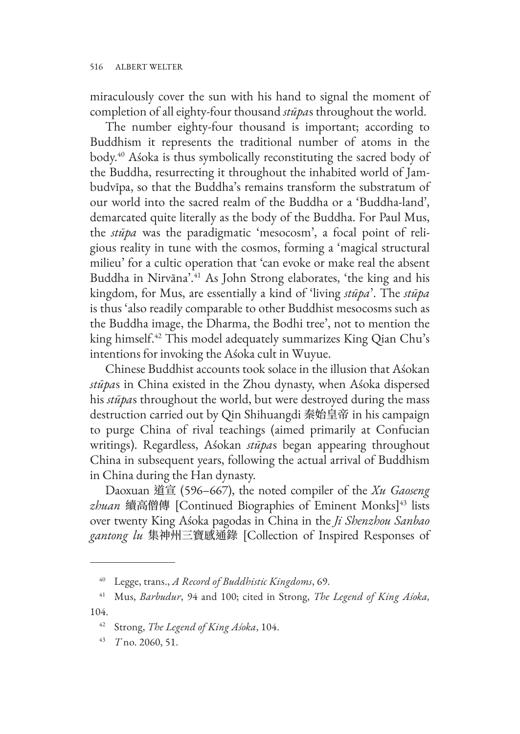miraculously cover the sun with his hand to signal the moment of completion of all eighty-four thousand *stūpa*s throughout the world.

The number eighty-four thousand is important; according to Buddhism it represents the traditional number of atoms in the body.[40] Aśoka is thus symbolically reconstituting the sacred body of the Buddha, resurrecting it throughout the inhabited world of Jambudvīpa, so that the Buddha's remains transform the substratum of our world into the sacred realm of the Buddha or a 'Buddha-land', demarcated quite literally as the body of the Buddha. For Paul Mus, the *stūpa* was the paradigmatic 'mesocosm', a focal point of religious reality in tune with the cosmos, forming a 'magical structural milieu' for a cultic operation that 'can evoke or make real the absent Buddha in Nirvāna'.[41] As John Strong elaborates, 'the king and his kingdom, for Mus, are essentially a kind of 'living *stūpa*'. The *stūpa* is thus 'also readily comparable to other Buddhist mesocosms such as the Buddha image, the Dharma, the Bodhi tree', not to mention the king himself.[42] This model adequately summarizes King Qian Chu's intentions for invoking the Aśoka cult in Wuyue.

Chinese Buddhist accounts took solace in the illusion that Aśokan *stūpa*s in China existed in the Zhou dynasty, when Aśoka dispersed his *stūpa*s throughout the world, but were destroyed during the mass destruction carried out by Qin Shihuangdi 秦始皇帝 in his campaign to purge China of rival teachings (aimed primarily at Confucian writings). Regardless, Aśokan *stūpa*s began appearing throughout China in subsequent years, following the actual arrival of Buddhism in China during the Han dynasty.

Daoxuan 道宣 (596–667), the noted compiler of the *Xu Gaoseng zhuan* 續高僧傳 [Continued Biographies of Eminent Monks][43] lists over twenty King Aśoka pagodas in China in the *Ji Shenzhou Sanbao gantong lu* 集神州三寶感通錄 [Collection of Inspired Responses of

---

[40] Legge, trans., *A Record of Buddhistic Kingdoms*, 69.

[41] Mus, *Barbudur*, 94 and 100; cited in Strong, *The Legend of King Aśoka*, 104.

[42] Strong, *The Legend of King Aśoka*, 104.

[43] *T* no. 2060, 51.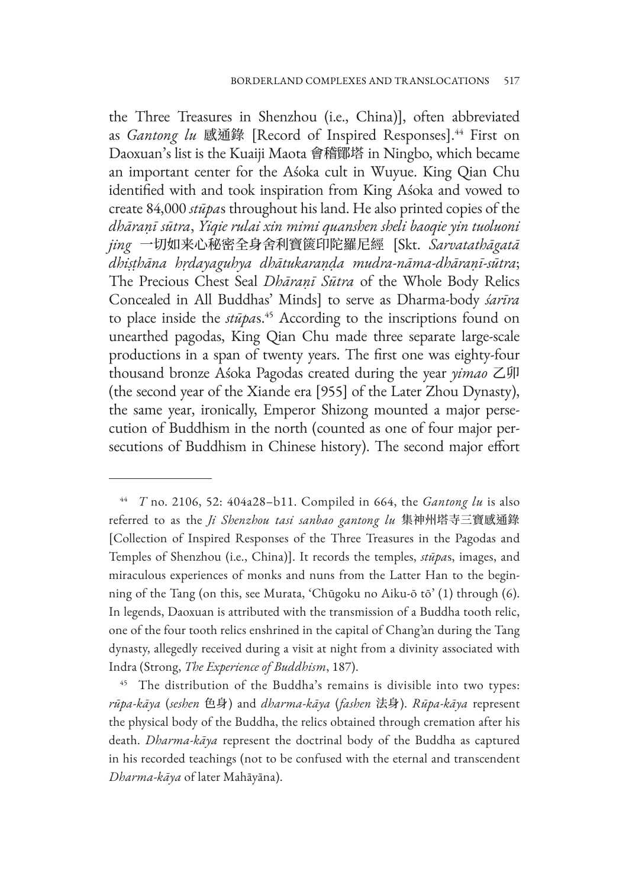the Three Treasures in Shenzhou (i.e., China)], often abbreviated as *Gantong lu* 感通錄 [Record of Inspired Responses].[44] First on Daoxuan's list is the Kuaiji Maota 會稽鄮塔 in Ningbo, which became an important center for the Aśoka cult in Wuyue. King Qian Chu identified with and took inspiration from King Aśoka and vowed to create 84,000 *stūpa*s throughout his land. He also printed copies of the *dhāraṇī sūtra*, *Yiqie rulai xin mimi quanshen sheli baoqie yin tuoluoni jing* 一切如来心秘密全身舍利寶篋印陀羅尼經 [Skt. *Sarvatathāgatā dhiṣṭhāna hṛdayaguhya dhātukaraṇḍa mudra-nāma-dhāraṇī-sūtra*; The Precious Chest Seal *Dhāraṇī Sūtra* of the Whole Body Relics Concealed in All Buddhas' Minds] to serve as Dharma-body *śarīra* to place inside the *stūpa*s.[45] According to the inscriptions found on unearthed pagodas, King Qian Chu made three separate large-scale productions in a span of twenty years. The first one was eighty-four thousand bronze Aśoka Pagodas created during the year *yimao* 乙卯 (the second year of the Xiande era [955] of the Later Zhou Dynasty), the same year, ironically, Emperor Shizong mounted a major persecution of Buddhism in the north (counted as one of four major persecutions of Buddhism in Chinese history). The second major effort

---

[44] *T* no. 2106, 52: 404a28–b11. Compiled in 664, the *Gantong lu* is also referred to as the *Ji Shenzhou tasi sanbao gantong lu* 集神州塔寺三寶感通錄 [Collection of Inspired Responses of the Three Treasures in the Pagodas and Temples of Shenzhou (i.e., China)]. It records the temples, *stūpa*s, images, and miraculous experiences of monks and nuns from the Latter Han to the beginning of the Tang (on this, see Murata, 'Chūgoku no Aiku-ō tō' (1) through (6). In legends, Daoxuan is attributed with the transmission of a Buddha tooth relic, one of the four tooth relics enshrined in the capital of Chang'an during the Tang dynasty, allegedly received during a visit at night from a divinity associated with Indra (Strong, *The Experience of Buddhism*, 187).

[45] The distribution of the Buddha's remains is divisible into two types: *rūpa-kāya* (*seshen* 色身) and *dharma-kāya* (*fashen* 法身). *Rūpa-kāya* represent the physical body of the Buddha, the relics obtained through cremation after his death. *Dharma-kāya* represent the doctrinal body of the Buddha as captured in his recorded teachings (not to be confused with the eternal and transcendent *Dharma-kāya* of later Mahāyāna).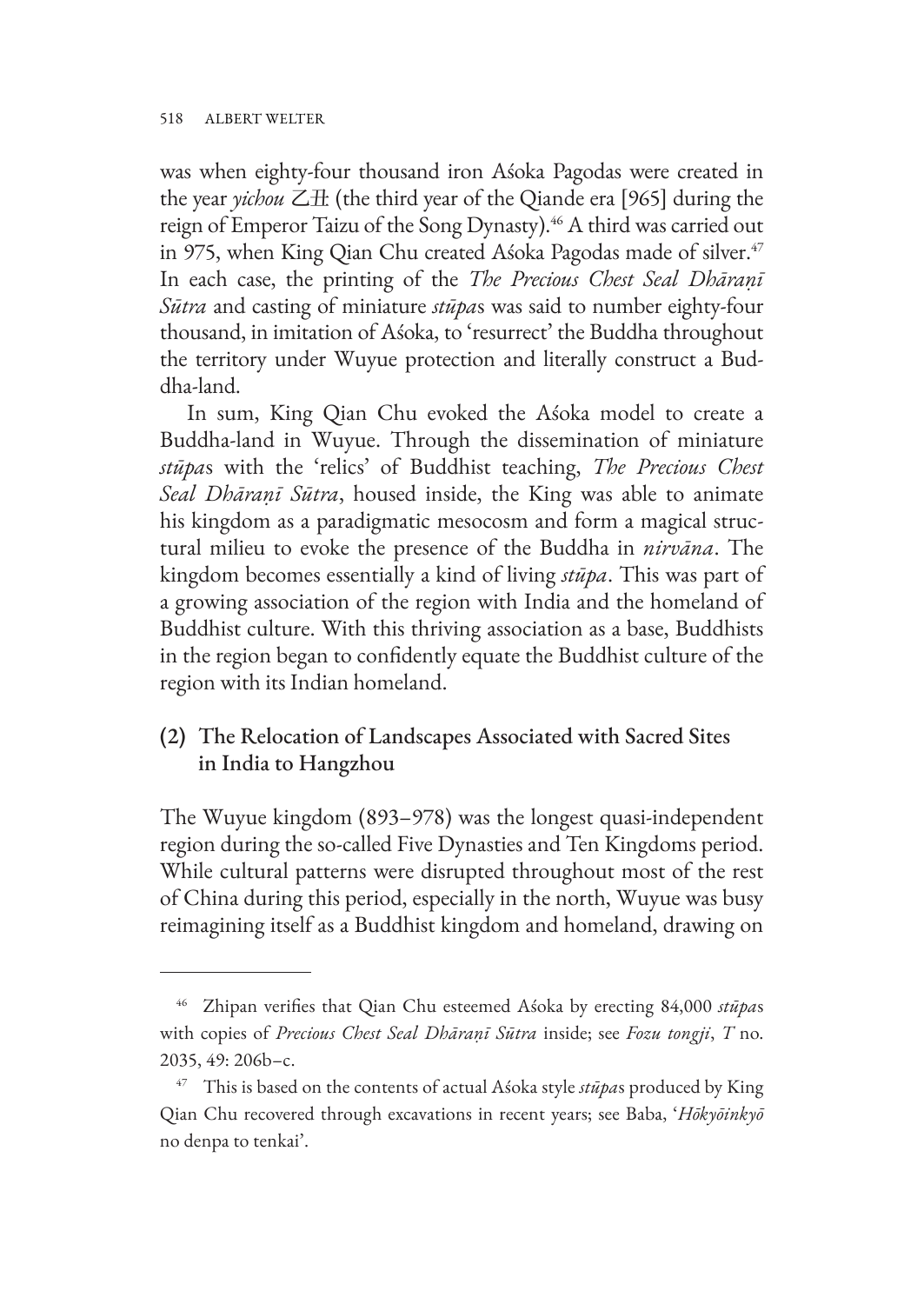was when eighty-four thousand iron Aśoka Pagodas were created in the year *yichou* 乙丑 (the third year of the Qiande era [965] during the reign of Emperor Taizu of the Song Dynasty).[46] A third was carried out in 975, when King Qian Chu created Aśoka Pagodas made of silver.[47] In each case, the printing of the *The Precious Chest Seal Dhāraṇī Sūtra* and casting of miniature *stūpa*s was said to number eighty-four thousand, in imitation of Aśoka, to 'resurrect' the Buddha throughout the territory under Wuyue protection and literally construct a Buddha-land.

In sum, King Qian Chu evoked the Aśoka model to create a Buddha-land in Wuyue. Through the dissemination of miniature *stūpa*s with the 'relics' of Buddhist teaching, *The Precious Chest Seal Dhāraṇī Sūtra*, housed inside, the King was able to animate his kingdom as a paradigmatic mesocosm and form a magical structural milieu to evoke the presence of the Buddha in *nirvāna*. The kingdom becomes essentially a kind of living *stūpa*. This was part of a growing association of the region with India and the homeland of Buddhist culture. With this thriving association as a base, Buddhists in the region began to confidently equate the Buddhist culture of the region with its Indian homeland.

## (2) The Relocation of Landscapes Associated with Sacred Sites in India to Hangzhou

The Wuyue kingdom (893–978) was the longest quasi-independent region during the so-called Five Dynasties and Ten Kingdoms period. While cultural patterns were disrupted throughout most of the rest of China during this period, especially in the north, Wuyue was busy reimagining itself as a Buddhist kingdom and homeland, drawing on

---

[46] Zhipan verifies that Qian Chu esteemed Aśoka by erecting 84,000 *stūpa*s with copies of *Precious Chest Seal Dhāraṇī Sūtra* inside; see *Fozu tongji*, *T* no. 2035, 49: 206b–c.

[47] This is based on the contents of actual Aśoka style *stūpa*s produced by King Qian Chu recovered through excavations in recent years; see Baba, '*Hōkyōinkyō* no denpa to tenkai'.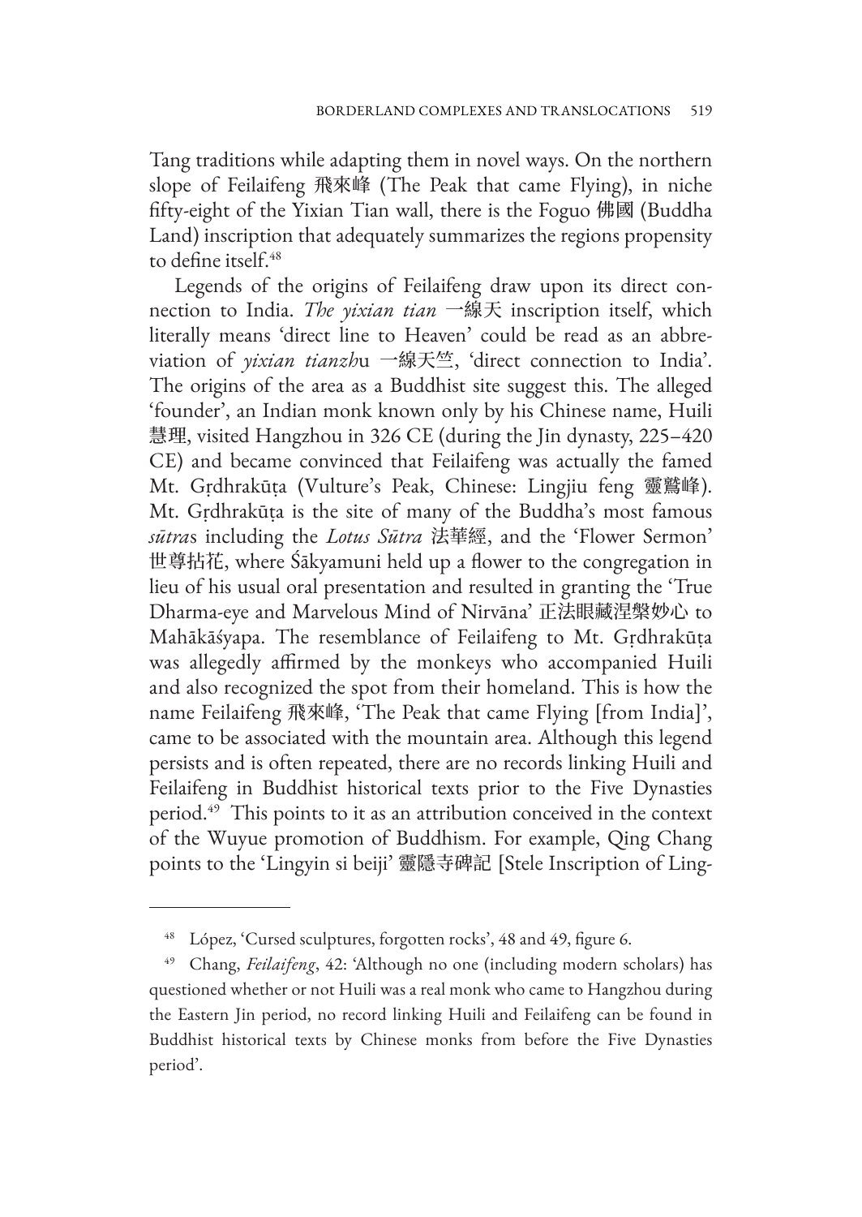Tang traditions while adapting them in novel ways. On the northern slope of Feilaifeng 飛來峰 (The Peak that came Flying), in niche fifty-eight of the Yixian Tian wall, there is the Foguo 佛國 (Buddha Land) inscription that adequately summarizes the regions propensity to define itself.[48]

Legends of the origins of Feilaifeng draw upon its direct connection to India. *The yixian tian* 一線天 inscription itself, which literally means 'direct line to Heaven' could be read as an abbreviation of *yixian tianzh*u 一線天竺, 'direct connection to India'. The origins of the area as a Buddhist site suggest this. The alleged 'founder', an Indian monk known only by his Chinese name, Huili 慧理, visited Hangzhou in 326 CE (during the Jin dynasty, 225–420 CE) and became convinced that Feilaifeng was actually the famed Mt. Gṛdhrakūṭa (Vulture's Peak, Chinese: Lingjiu feng 靈鷲峰). Mt. Gṛdhrakūṭa is the site of many of the Buddha's most famous *sūtra*s including the *Lotus Sūtra* 法華經, and the 'Flower Sermon' 世尊拈花, where Śākyamuni held up a flower to the congregation in lieu of his usual oral presentation and resulted in granting the 'True Dharma-eye and Marvelous Mind of Nirvāna' 正法眼藏涅槃妙心 to Mahākāśyapa. The resemblance of Feilaifeng to Mt. Gṛdhrakūṭa was allegedly affirmed by the monkeys who accompanied Huili and also recognized the spot from their homeland. This is how the name Feilaifeng 飛來峰, 'The Peak that came Flying [from India]', came to be associated with the mountain area. Although this legend persists and is often repeated, there are no records linking Huili and Feilaifeng in Buddhist historical texts prior to the Five Dynasties period.[49] This points to it as an attribution conceived in the context of the Wuyue promotion of Buddhism. For example, Qing Chang points to the 'Lingyin si beiji' 靈隱寺碑記 [Stele Inscription of Ling-

---

[48] López, 'Cursed sculptures, forgotten rocks', 48 and 49, figure 6.

[49] Chang, *Feilaifeng*, 42: 'Although no one (including modern scholars) has questioned whether or not Huili was a real monk who came to Hangzhou during the Eastern Jin period, no record linking Huili and Feilaifeng can be found in Buddhist historical texts by Chinese monks from before the Five Dynasties period'.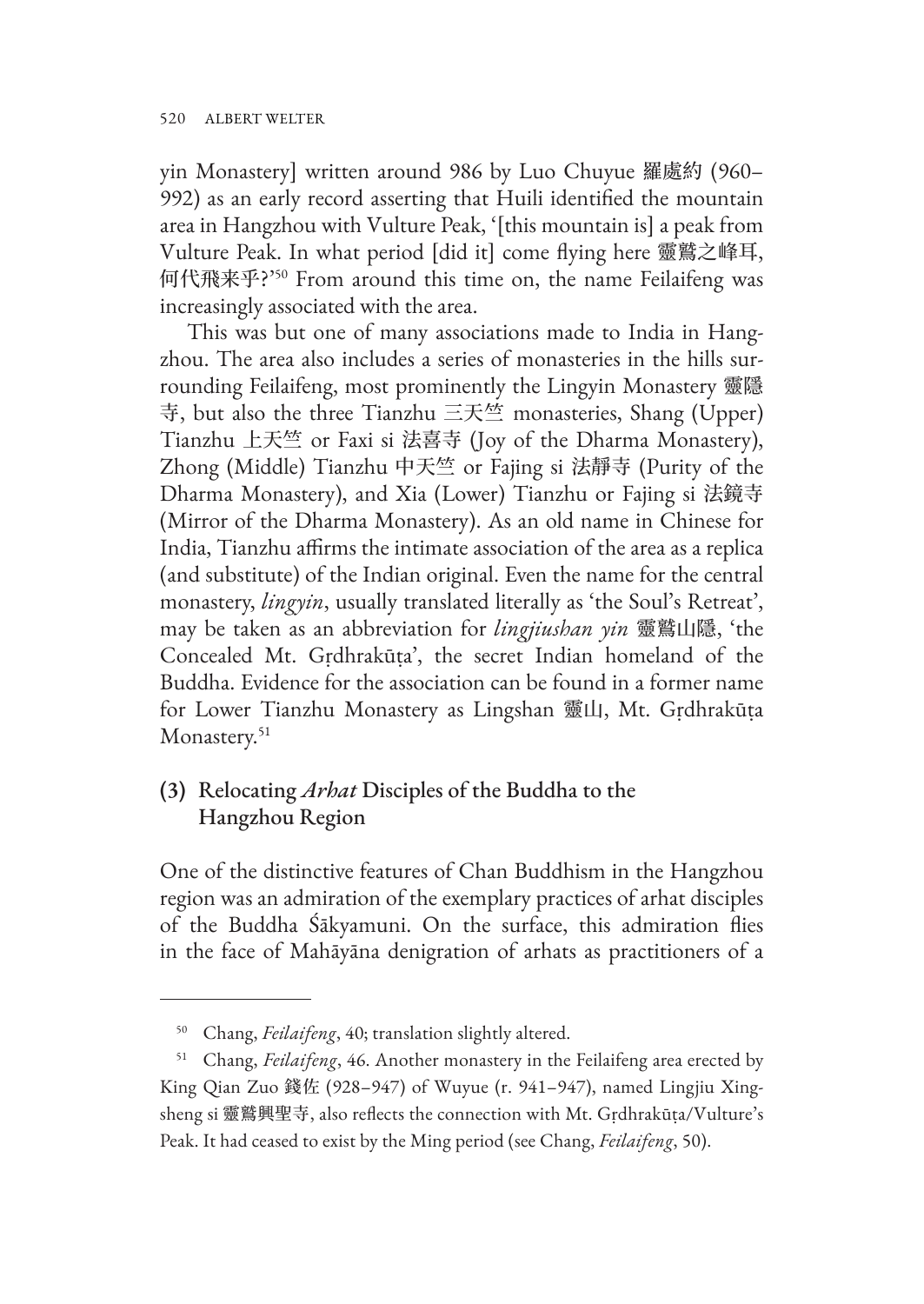yin Monastery] written around 986 by Luo Chuyue 羅處約 (960–992) as an early record asserting that Huili identified the mountain area in Hangzhou with Vulture Peak, '[this mountain is] a peak from Vulture Peak. In what period [did it] come flying here 靈鷲之峰耳, 何代飛来乎?'[50] From around this time on, the name Feilaifeng was increasingly associated with the area.

This was but one of many associations made to India in Hangzhou. The area also includes a series of monasteries in the hills surrounding Feilaifeng, most prominently the Lingyin Monastery 靈隱寺, but also the three Tianzhu 三天竺 monasteries, Shang (Upper) Tianzhu 上天竺 or Faxi si 法喜寺 (Joy of the Dharma Monastery), Zhong (Middle) Tianzhu 中天竺 or Fajing si 法靜寺 (Purity of the Dharma Monastery), and Xia (Lower) Tianzhu or Fajing si 法鏡寺 (Mirror of the Dharma Monastery). As an old name in Chinese for India, Tianzhu affirms the intimate association of the area as a replica (and substitute) of the Indian original. Even the name for the central monastery, *lingyin*, usually translated literally as 'the Soul's Retreat', may be taken as an abbreviation for *lingjiushan yin* 靈鷲山隱, 'the Concealed Mt. Gṛdhrakūṭa', the secret Indian homeland of the Buddha. Evidence for the association can be found in a former name for Lower Tianzhu Monastery as Lingshan 靈山, Mt. Gṛdhrakūṭa Monastery.[51]

## (3) Relocating *Arhat* Disciples of the Buddha to the Hangzhou Region

One of the distinctive features of Chan Buddhism in the Hangzhou region was an admiration of the exemplary practices of arhat disciples of the Buddha Śākyamuni. On the surface, this admiration flies in the face of Mahāyāna denigration of arhats as practitioners of a

---

[50] Chang, *Feilaifeng*, 40; translation slightly altered.

[51] Chang, *Feilaifeng*, 46. Another monastery in the Feilaifeng area erected by King Qian Zuo 錢佐 (928–947) of Wuyue (r. 941–947), named Lingjiu Xingsheng si 靈鷲興聖寺, also reflects the connection with Mt. Gṛdhrakūṭa/Vulture's Peak. It had ceased to exist by the Ming period (see Chang, *Feilaifeng*, 50).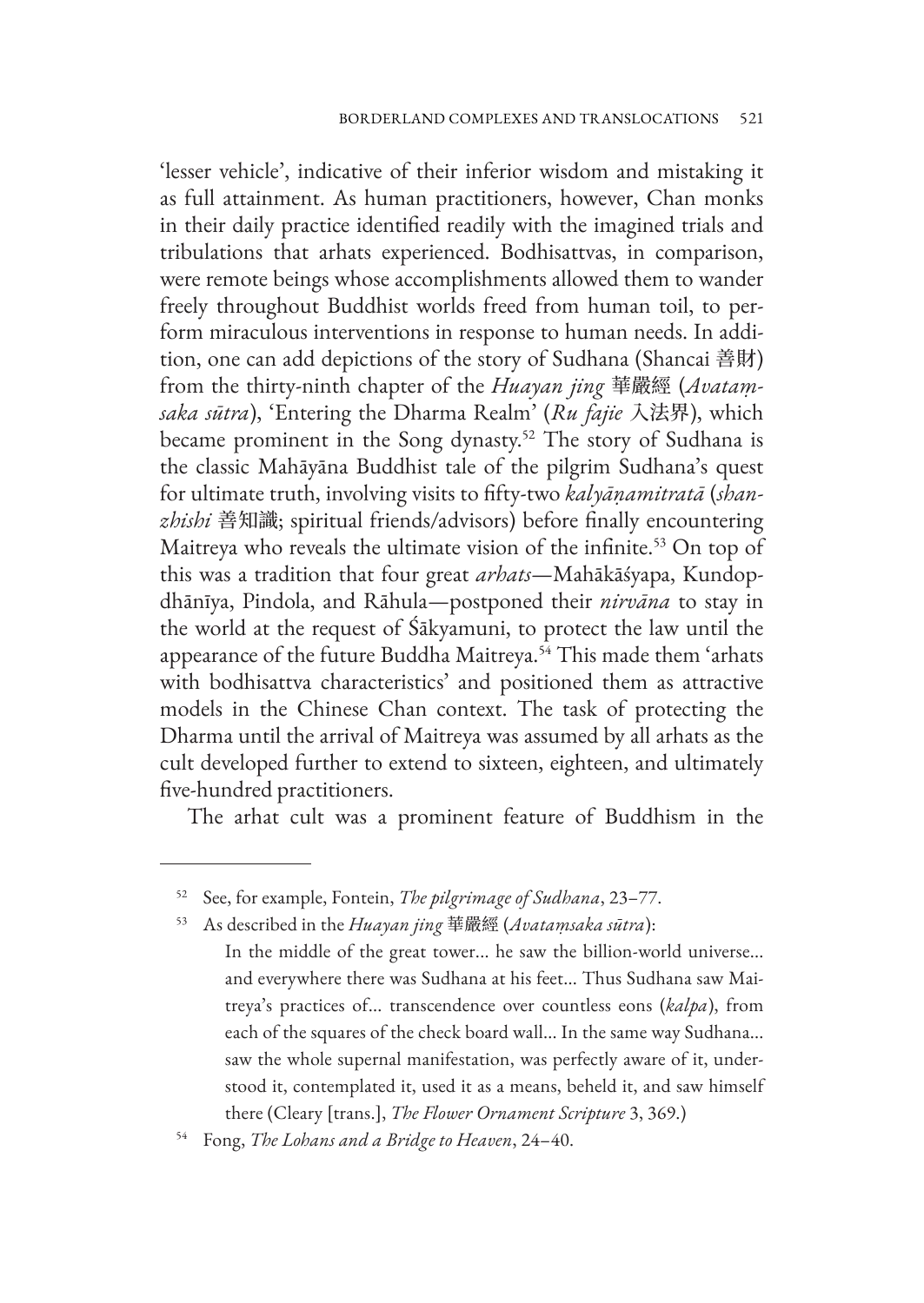'lesser vehicle', indicative of their inferior wisdom and mistaking it as full attainment. As human practitioners, however, Chan monks in their daily practice identified readily with the imagined trials and tribulations that arhats experienced. Bodhisattvas, in comparison, were remote beings whose accomplishments allowed them to wander freely throughout Buddhist worlds freed from human toil, to perform miraculous interventions in response to human needs. In addition, one can add depictions of the story of Sudhana (Shancai 善財) from the thirty-ninth chapter of the *Huayan jing* 華嚴經 (*Avataṃsaka sūtra*), 'Entering the Dharma Realm' (*Ru fajie* 入法界), which became prominent in the Song dynasty.[52] The story of Sudhana is the classic Mahāyāna Buddhist tale of the pilgrim Sudhana's quest for ultimate truth, involving visits to fifty-two *kalyāṇamitratā* (*shanzhishi* 善知識; spiritual friends/advisors) before finally encountering Maitreya who reveals the ultimate vision of the infinite.[53] On top of this was a tradition that four great *arhats*—Mahākāśyapa, Kundopdhānīya, Pindola, and Rāhula—postponed their *nirvāna* to stay in the world at the request of Śākyamuni, to protect the law until the appearance of the future Buddha Maitreya.[54] This made them 'arhats with bodhisattva characteristics' and positioned them as attractive models in the Chinese Chan context. The task of protecting the Dharma until the arrival of Maitreya was assumed by all arhats as the cult developed further to extend to sixteen, eighteen, and ultimately five-hundred practitioners.

The arhat cult was a prominent feature of Buddhism in the

---

[52] See, for example, Fontein, *The pilgrimage of Sudhana*, 23–77.

[53] As described in the *Huayan jing* 華嚴經 (*Avataṃsaka sūtra*):

> In the middle of the great tower… he saw the billion-world universe… and everywhere there was Sudhana at his feet… Thus Sudhana saw Maitreya's practices of… transcendence over countless eons (*kalpa*), from each of the squares of the check board wall… In the same way Sudhana… saw the whole supernal manifestation, was perfectly aware of it, understood it, contemplated it, used it as a means, beheld it, and saw himself there (Cleary [trans.], *The Flower Ornament Scripture* 3, 369.)

[54] Fong, *The Lohans and a Bridge to Heaven*, 24–40.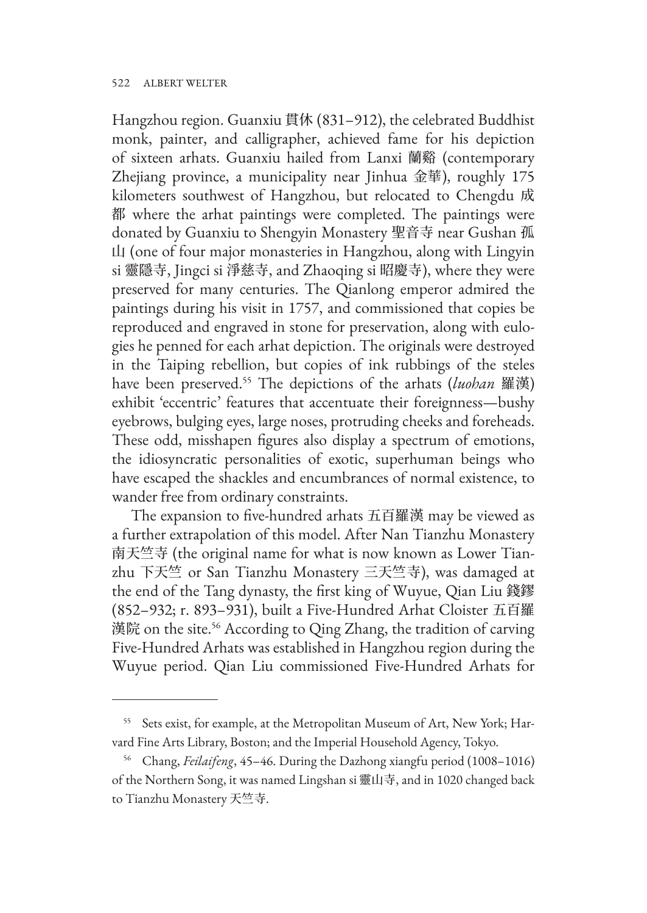Hangzhou region. Guanxiu 貫休 (831–912), the celebrated Buddhist monk, painter, and calligrapher, achieved fame for his depiction of sixteen arhats. Guanxiu hailed from Lanxi 蘭谿 (contemporary Zhejiang province, a municipality near Jinhua 金華), roughly 175 kilometers southwest of Hangzhou, but relocated to Chengdu 成都 where the arhat paintings were completed. The paintings were donated by Guanxiu to Shengyin Monastery 聖音寺 near Gushan 孤山 (one of four major monasteries in Hangzhou, along with Lingyin si 靈隱寺, Jingci si 淨慈寺, and Zhaoqing si 昭慶寺), where they were preserved for many centuries. The Qianlong emperor admired the paintings during his visit in 1757, and commissioned that copies be reproduced and engraved in stone for preservation, along with eulogies he penned for each arhat depiction. The originals were destroyed in the Taiping rebellion, but copies of ink rubbings of the steles have been preserved.[55] The depictions of the arhats (*luohan* 羅漢) exhibit 'eccentric' features that accentuate their foreignness—bushy eyebrows, bulging eyes, large noses, protruding cheeks and foreheads. These odd, misshapen figures also display a spectrum of emotions, the idiosyncratic personalities of exotic, superhuman beings who have escaped the shackles and encumbrances of normal existence, to wander free from ordinary constraints.

The expansion to five-hundred arhats 五百羅漢 may be viewed as a further extrapolation of this model. After Nan Tianzhu Monastery 南天竺寺 (the original name for what is now known as Lower Tianzhu 下天竺 or San Tianzhu Monastery 三天竺寺), was damaged at the end of the Tang dynasty, the first king of Wuyue, Qian Liu 錢鏐 (852–932; r. 893–931), built a Five-Hundred Arhat Cloister 五百羅漢院 on the site.[56] According to Qing Zhang, the tradition of carving Five-Hundred Arhats was established in Hangzhou region during the Wuyue period. Qian Liu commissioned Five-Hundred Arhats for

---

[55] Sets exist, for example, at the Metropolitan Museum of Art, New York; Harvard Fine Arts Library, Boston; and the Imperial Household Agency, Tokyo.

[56] Chang, *Feilaifeng*, 45–46. During the Dazhong xiangfu period (1008–1016) of the Northern Song, it was named Lingshan si 靈山寺, and in 1020 changed back to Tianzhu Monastery 天竺寺.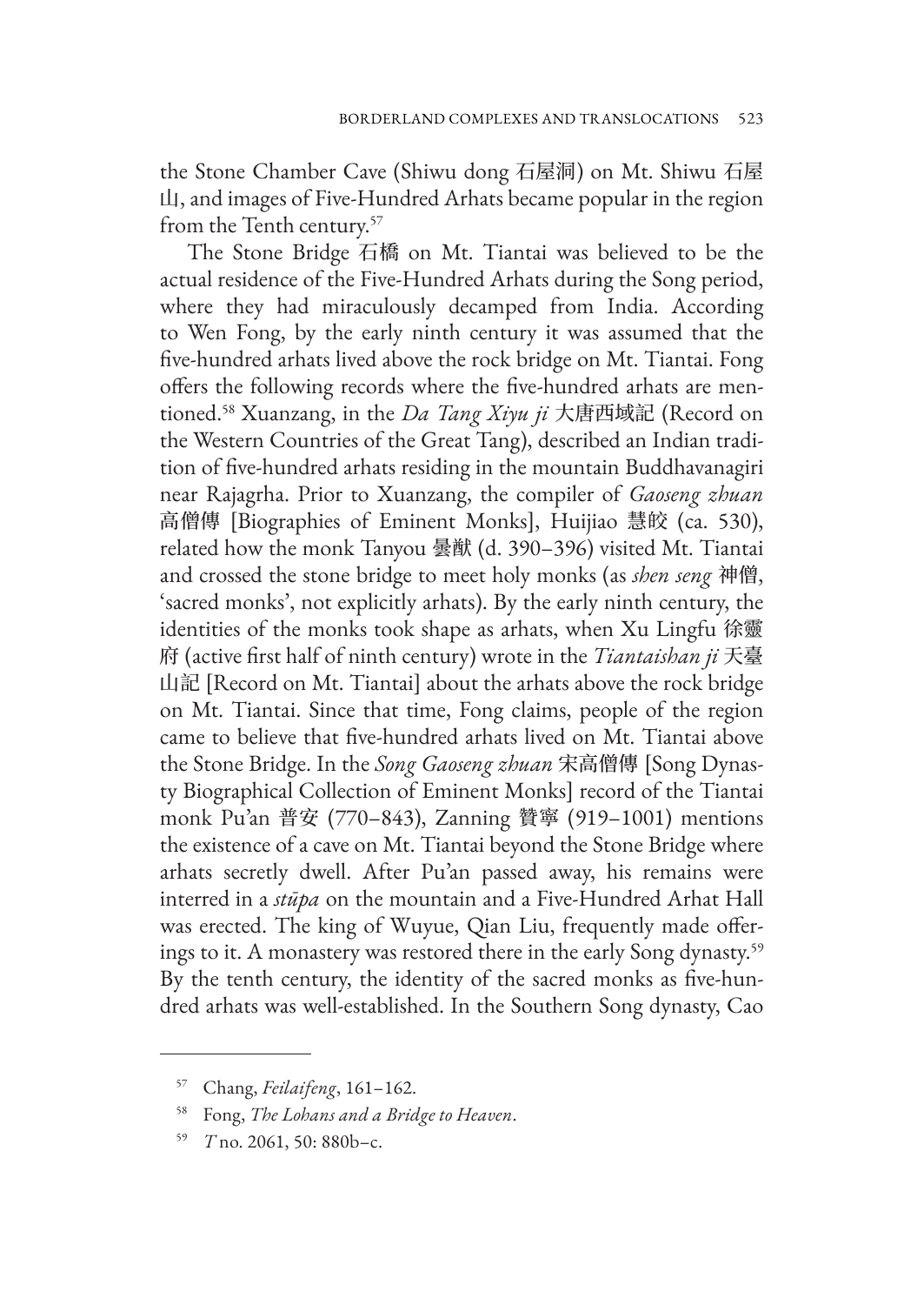the Stone Chamber Cave (Shiwu dong 石屋洞) on Mt. Shiwu 石屋山, and images of Five-Hundred Arhats became popular in the region from the Tenth century.[57]

The Stone Bridge 石橋 on Mt. Tiantai was believed to be the actual residence of the Five-Hundred Arhats during the Song period, where they had miraculously decamped from India. According to Wen Fong, by the early ninth century it was assumed that the five-hundred arhats lived above the rock bridge on Mt. Tiantai. Fong offers the following records where the five-hundred arhats are mentioned.[58] Xuanzang, in the *Da Tang Xiyu ji* 大唐西域記 (Record on the Western Countries of the Great Tang), described an Indian tradition of five-hundred arhats residing in the mountain Buddhavanagiri near Rajagrha. Prior to Xuanzang, the compiler of *Gaoseng zhuan* 高僧傳 [Biographies of Eminent Monks], Huijiao 慧皎 (ca. 530), related how the monk Tanyou 曇猷 (d. 390–396) visited Mt. Tiantai and crossed the stone bridge to meet holy monks (as *shen seng* 神僧, 'sacred monks', not explicitly arhats). By the early ninth century, the identities of the monks took shape as arhats, when Xu Lingfu 徐靈府 (active first half of ninth century) wrote in the *Tiantaishan ji* 天臺山記 [Record on Mt. Tiantai] about the arhats above the rock bridge on Mt. Tiantai. Since that time, Fong claims, people of the region came to believe that five-hundred arhats lived on Mt. Tiantai above the Stone Bridge. In the *Song Gaoseng zhuan* 宋高僧傳 [Song Dynasty Biographical Collection of Eminent Monks] record of the Tiantai monk Pu'an 普安 (770–843), Zanning 贊寧 (919–1001) mentions the existence of a cave on Mt. Tiantai beyond the Stone Bridge where arhats secretly dwell. After Pu'an passed away, his remains were interred in a *stūpa* on the mountain and a Five-Hundred Arhat Hall was erected. The king of Wuyue, Qian Liu, frequently made offerings to it. A monastery was restored there in the early Song dynasty.[59] By the tenth century, the identity of the sacred monks as five-hundred arhats was well-established. In the Southern Song dynasty, Cao

---

[57] Chang, *Feilaifeng*, 161–162.

[58] Fong, *The Lohans and a Bridge to Heaven*.

[59] *T* no. 2061, 50: 880b–c.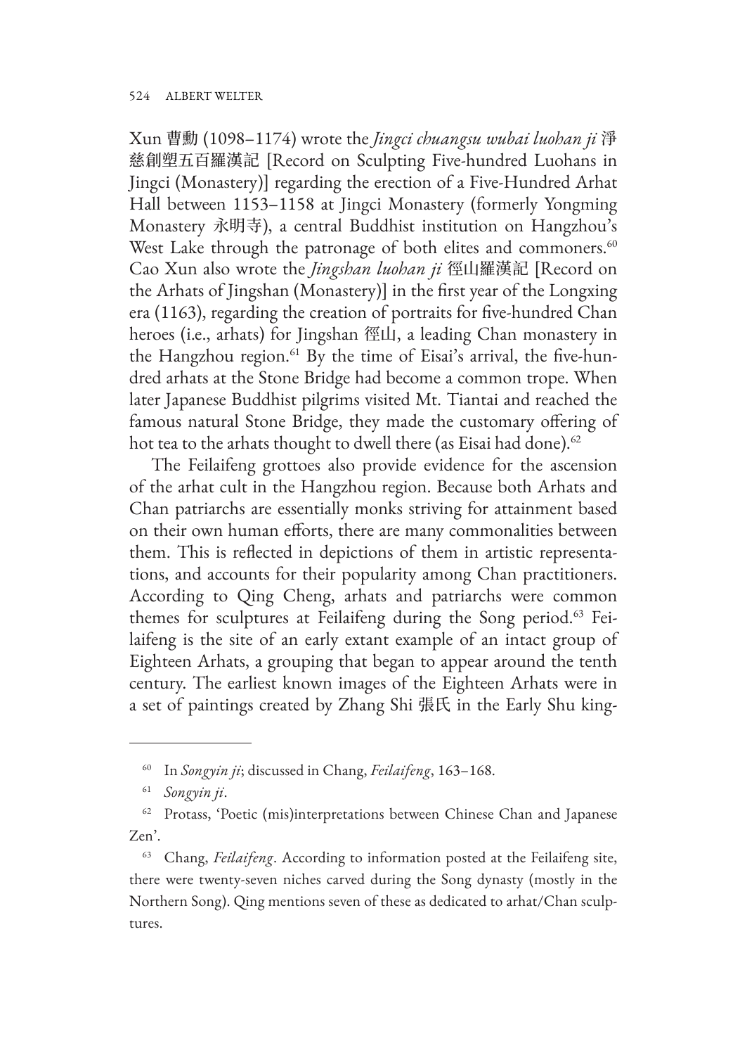Xun 曹勳 (1098–1174) wrote the *Jingci chuangsu wubai luohan ji* 淨慈創塑五百羅漢記 [Record on Sculpting Five-hundred Luohans in Jingci (Monastery)] regarding the erection of a Five-Hundred Arhat Hall between 1153–1158 at Jingci Monastery (formerly Yongming Monastery 永明寺), a central Buddhist institution on Hangzhou's West Lake through the patronage of both elites and commoners.[60] Cao Xun also wrote the *Jingshan luohan ji* 徑山羅漢記 [Record on the Arhats of Jingshan (Monastery)] in the first year of the Longxing era (1163), regarding the creation of portraits for five-hundred Chan heroes (i.e., arhats) for Jingshan 徑山, a leading Chan monastery in the Hangzhou region.[61] By the time of Eisai's arrival, the five-hundred arhats at the Stone Bridge had become a common trope. When later Japanese Buddhist pilgrims visited Mt. Tiantai and reached the famous natural Stone Bridge, they made the customary offering of hot tea to the arhats thought to dwell there (as Eisai had done).[62]

The Feilaifeng grottoes also provide evidence for the ascension of the arhat cult in the Hangzhou region. Because both Arhats and Chan patriarchs are essentially monks striving for attainment based on their own human efforts, there are many commonalities between them. This is reflected in depictions of them in artistic representations, and accounts for their popularity among Chan practitioners. According to Qing Cheng, arhats and patriarchs were common themes for sculptures at Feilaifeng during the Song period.[63] Feilaifeng is the site of an early extant example of an intact group of Eighteen Arhats, a grouping that began to appear around the tenth century. The earliest known images of the Eighteen Arhats were in a set of paintings created by Zhang Shi 張氏 in the Early Shu king-

---

[60] In *Songyin ji*; discussed in Chang, *Feilaifeng*, 163–168.

[61] *Songyin ji*.

[62] Protass, 'Poetic (mis)interpretations between Chinese Chan and Japanese Zen'.

[63] Chang, *Feilaifeng*. According to information posted at the Feilaifeng site, there were twenty-seven niches carved during the Song dynasty (mostly in the Northern Song). Qing mentions seven of these as dedicated to arhat/Chan sculptures.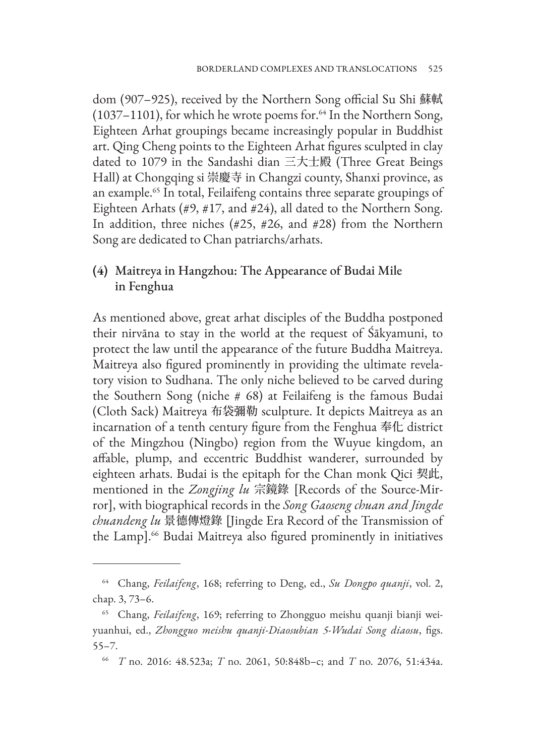dom (907–925), received by the Northern Song official Su Shi 蘇軾 (1037–1101), for which he wrote poems for.[64] In the Northern Song, Eighteen Arhat groupings became increasingly popular in Buddhist art. Qing Cheng points to the Eighteen Arhat figures sculpted in clay dated to 1079 in the Sandashi dian 三大士殿 (Three Great Beings Hall) at Chongqing si 崇慶寺 in Changzi county, Shanxi province, as an example.[65] In total, Feilaifeng contains three separate groupings of Eighteen Arhats (#9, #17, and #24), all dated to the Northern Song. In addition, three niches (#25, #26, and #28) from the Northern Song are dedicated to Chan patriarchs/arhats.

### (4) Maitreya in Hangzhou: The Appearance of Budai Mile in Fenghua

As mentioned above, great arhat disciples of the Buddha postponed their nirvāna to stay in the world at the request of Śākyamuni, to protect the law until the appearance of the future Buddha Maitreya. Maitreya also figured prominently in providing the ultimate revelatory vision to Sudhana. The only niche believed to be carved during the Southern Song (niche # 68) at Feilaifeng is the famous Budai (Cloth Sack) Maitreya 布袋彌勒 sculpture. It depicts Maitreya as an incarnation of a tenth century figure from the Fenghua 奉化 district of the Mingzhou (Ningbo) region from the Wuyue kingdom, an affable, plump, and eccentric Buddhist wanderer, surrounded by eighteen arhats. Budai is the epitaph for the Chan monk Qici 契此, mentioned in the *Zongjing lu* 宗鏡錄 [Records of the Source-Mirror], with biographical records in the *Song Gaoseng chuan and Jingde chuandeng lu* 景德傳燈錄 [Jingde Era Record of the Transmission of the Lamp].[66] Budai Maitreya also figured prominently in initiatives

---

[64] Chang, *Feilaifeng*, 168; referring to Deng, ed., *Su Dongpo quanji*, vol. 2, chap. 3, 73–6.

[65] Chang, *Feilaifeng*, 169; referring to Zhongguo meishu quanji bianji weiyuanhui, ed., *Zhongguo meishu quanji-Diaosubian 5-Wudai Song diaosu*, figs. 55–7.

[66] *T* no. 2016: 48.523a; *T* no. 2061, 50:848b–c; and *T* no. 2076, 51:434a.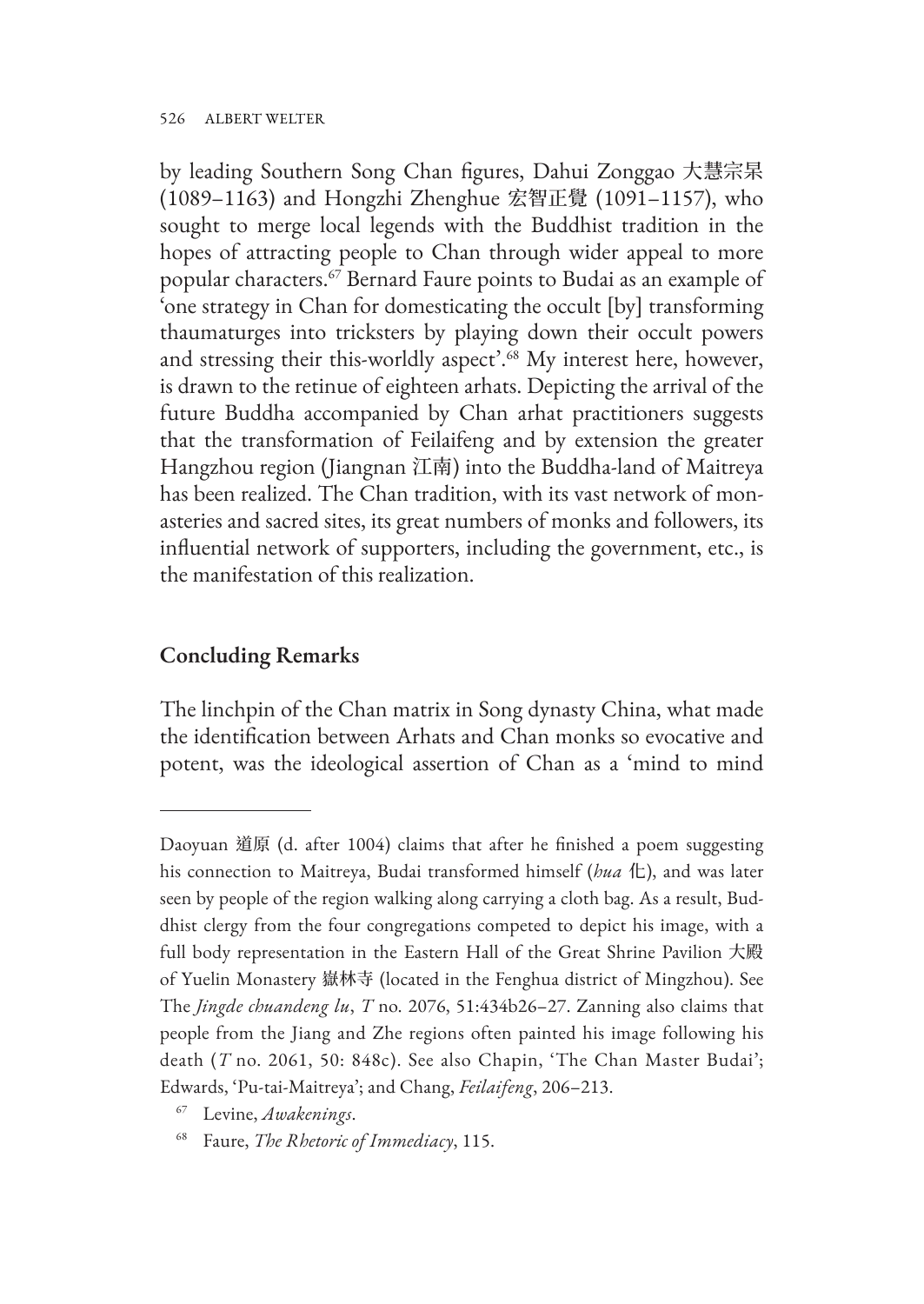by leading Southern Song Chan figures, Dahui Zonggao 大慧宗杲 (1089–1163) and Hongzhi Zhenghue 宏智正覺 (1091–1157), who sought to merge local legends with the Buddhist tradition in the hopes of attracting people to Chan through wider appeal to more popular characters.[67] Bernard Faure points to Budai as an example of 'one strategy in Chan for domesticating the occult [by] transforming thaumaturges into tricksters by playing down their occult powers and stressing their this-worldly aspect'.[68] My interest here, however, is drawn to the retinue of eighteen arhats. Depicting the arrival of the future Buddha accompanied by Chan arhat practitioners suggests that the transformation of Feilaifeng and by extension the greater Hangzhou region (Jiangnan 江南) into the Buddha-land of Maitreya has been realized. The Chan tradition, with its vast network of monasteries and sacred sites, its great numbers of monks and followers, its influential network of supporters, including the government, etc., is the manifestation of this realization.

## Concluding Remarks

The linchpin of the Chan matrix in Song dynasty China, what made the identification between Arhats and Chan monks so evocative and potent, was the ideological assertion of Chan as a 'mind to mind

---

Daoyuan 道原 (d. after 1004) claims that after he finished a poem suggesting his connection to Maitreya, Budai transformed himself (*hua* 化), and was later seen by people of the region walking along carrying a cloth bag. As a result, Buddhist clergy from the four congregations competed to depict his image, with a full body representation in the Eastern Hall of the Great Shrine Pavilion 大殿 of Yuelin Monastery 嶽林寺 (located in the Fenghua district of Mingzhou). See The *Jingde chuandeng lu*, *T* no. 2076, 51:434b26–27. Zanning also claims that people from the Jiang and Zhe regions often painted his image following his death (*T* no. 2061, 50: 848c). See also Chapin, 'The Chan Master Budai'; Edwards, 'Pu-tai-Maitreya'; and Chang, *Feilaifeng*, 206–213.

[67] Levine, *Awakenings*.

[68] Faure, *The Rhetoric of Immediacy*, 115.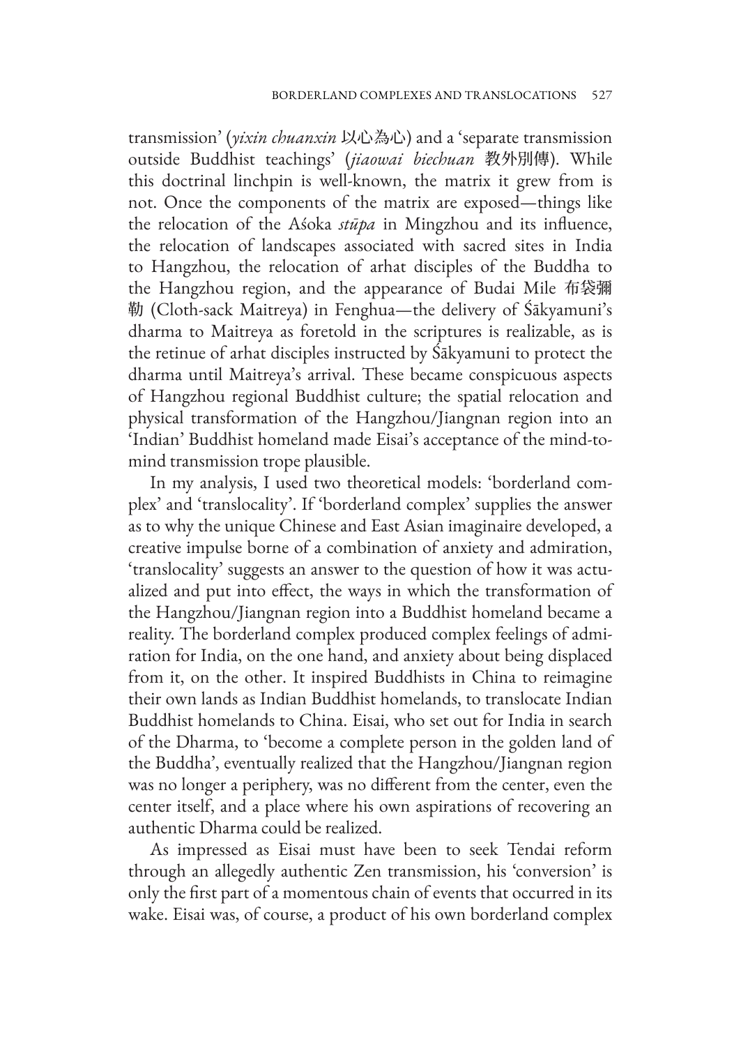transmission' (*yixin chuanxin* 以心為心) and a 'separate transmission outside Buddhist teachings' (*jiaowai biechuan* 教外別傳). While this doctrinal linchpin is well-known, the matrix it grew from is not. Once the components of the matrix are exposed—things like the relocation of the Aśoka *stūpa* in Mingzhou and its influence, the relocation of landscapes associated with sacred sites in India to Hangzhou, the relocation of arhat disciples of the Buddha to the Hangzhou region, and the appearance of Budai Mile 布袋彌勒 (Cloth-sack Maitreya) in Fenghua—the delivery of Śākyamuni's dharma to Maitreya as foretold in the scriptures is realizable, as is the retinue of arhat disciples instructed by Śākyamuni to protect the dharma until Maitreya's arrival. These became conspicuous aspects of Hangzhou regional Buddhist culture; the spatial relocation and physical transformation of the Hangzhou/Jiangnan region into an 'Indian' Buddhist homeland made Eisai's acceptance of the mind-to-mind transmission trope plausible.

In my analysis, I used two theoretical models: 'borderland complex' and 'translocality'. If 'borderland complex' supplies the answer as to why the unique Chinese and East Asian imaginaire developed, a creative impulse borne of a combination of anxiety and admiration, 'translocality' suggests an answer to the question of how it was actualized and put into effect, the ways in which the transformation of the Hangzhou/Jiangnan region into a Buddhist homeland became a reality. The borderland complex produced complex feelings of admiration for India, on the one hand, and anxiety about being displaced from it, on the other. It inspired Buddhists in China to reimagine their own lands as Indian Buddhist homelands, to translocate Indian Buddhist homelands to China. Eisai, who set out for India in search of the Dharma, to 'become a complete person in the golden land of the Buddha', eventually realized that the Hangzhou/Jiangnan region was no longer a periphery, was no different from the center, even the center itself, and a place where his own aspirations of recovering an authentic Dharma could be realized.

As impressed as Eisai must have been to seek Tendai reform through an allegedly authentic Zen transmission, his 'conversion' is only the first part of a momentous chain of events that occurred in its wake. Eisai was, of course, a product of his own borderland complex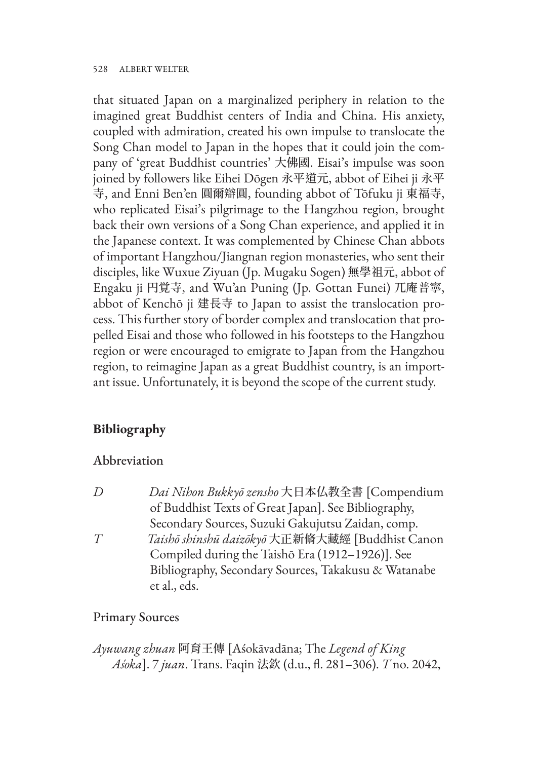that situated Japan on a marginalized periphery in relation to the imagined great Buddhist centers of India and China. His anxiety, coupled with admiration, created his own impulse to translocate the Song Chan model to Japan in the hopes that it could join the company of 'great Buddhist countries' 大佛國. Eisai's impulse was soon joined by followers like Eihei Dōgen 永平道元, abbot of Eihei ji 永平寺, and Enni Ben'en 圓爾辯圓, founding abbot of Tōfuku ji 東福寺, who replicated Eisai's pilgrimage to the Hangzhou region, brought back their own versions of a Song Chan experience, and applied it in the Japanese context. It was complemented by Chinese Chan abbots of important Hangzhou/Jiangnan region monasteries, who sent their disciples, like Wuxue Ziyuan (Jp. Mugaku Sogen) 無學祖元, abbot of Engaku ji 円覚寺, and Wu'an Puning (Jp. Gottan Funei) 兀庵普寧, abbot of Kenchō ji 建長寺 to Japan to assist the translocation process. This further story of border complex and translocation that propelled Eisai and those who followed in his footsteps to the Hangzhou region or were encouraged to emigrate to Japan from the Hangzhou region, to reimagine Japan as a great Buddhist country, is an important issue. Unfortunately, it is beyond the scope of the current study.

## Bibliography

### Abbreviation

| | |
|---|---|
| *D* | *Dai Nihon Bukkyō zensho* 大日本仏教全書 [Compendium of Buddhist Texts of Great Japan]. See Bibliography, Secondary Sources, Suzuki Gakujutsu Zaidan, comp. |
| *T* | *Taishō shinshū daizōkyō* 大正新脩大藏經 [Buddhist Canon Compiled during the Taishō Era (1912–1926)]. See Bibliography, Secondary Sources, Takakusu & Watanabe et al., eds. |

### Primary Sources

*Ayuwang zhuan* 阿育王傳 [Aśokāvadāna; The *Legend of King Aśoka*]. 7 *juan*. Trans. Faqin 法欽 (d.u., fl. 281–306). *T* no. 2042,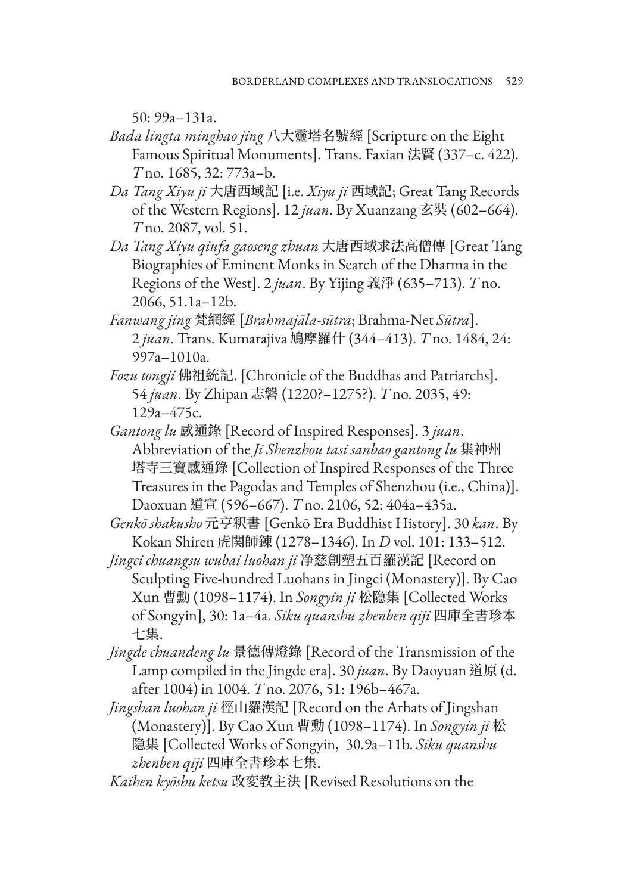50: 99a–131a.

*Bada lingta minghao jing* 八大靈塔名號經 [Scripture on the Eight Famous Spiritual Monuments]. Trans. Faxian 法賢 (337–c. 422). *T* no. 1685, 32: 773a–b.

*Da Tang Xiyu ji* 大唐西域記 [i.e. *Xiyu ji* 西域記; Great Tang Records of the Western Regions]. 12 *juan*. By Xuanzang 玄奘 (602–664). *T* no. 2087, vol. 51.

*Da Tang Xiyu qiufa gaoseng zhuan* 大唐西域求法高僧傳 [Great Tang Biographies of Eminent Monks in Search of the Dharma in the Regions of the West]. 2 *juan*. By Yijing 義淨 (635–713). *T* no. 2066, 51.1a–12b.

*Fanwang jing* 梵網經 [*Brahmajāla-sūtra*; Brahma-Net *Sūtra*]. 2 *juan*. Trans. Kumarajiva 鳩摩羅什 (344–413). *T* no. 1484, 24: 997a–1010a.

*Fozu tongji* 佛祖統記. [Chronicle of the Buddhas and Patriarchs]. 54 *juan*. By Zhipan 志磐 (1220?–1275?). *T* no. 2035, 49: 129a–475c.

*Gantong lu* 感通錄 [Record of Inspired Responses]. 3 *juan*. Abbreviation of the *Ji Shenzhou tasi sanbao gantong lu* 集神州塔寺三寶感通錄 [Collection of Inspired Responses of the Three Treasures in the Pagodas and Temples of Shenzhou (i.e., China)]. Daoxuan 道宣 (596–667). *T* no. 2106, 52: 404a–435a.

*Genkō shakusho* 元亨釈書 [Genkō Era Buddhist History]. 30 *kan*. By Kokan Shiren 虎関師錬 (1278–1346). In *D* vol. 101: 133–512.

*Jingci chuangsu wubai luohan ji* 净慈創塑五百羅漢記 [Record on Sculpting Five-hundred Luohans in Jingci (Monastery)]. By Cao Xun 曹勳 (1098–1174). In *Songyin ji* 松隐集 [Collected Works of Songyin], 30: 1a–4a. *Siku quanshu zhenben qiji* 四庫全書珍本七集.

*Jingde chuandeng lu* 景德傳燈錄 [Record of the Transmission of the Lamp compiled in the Jingde era]. 30 *juan*. By Daoyuan 道原 (d. after 1004) in 1004. *T* no. 2076, 51: 196b–467a.

*Jingshan luohan ji* 徑山羅漢記 [Record on the Arhats of Jingshan (Monastery)]. By Cao Xun 曹勳 (1098–1174). In *Songyin ji* 松隐集 [Collected Works of Songyin, 30.9a–11b. *Siku quanshu zhenben qiji* 四庫全書珍本七集.

*Kaihen kyōshu ketsu* 改变教主決 [Revised Resolutions on the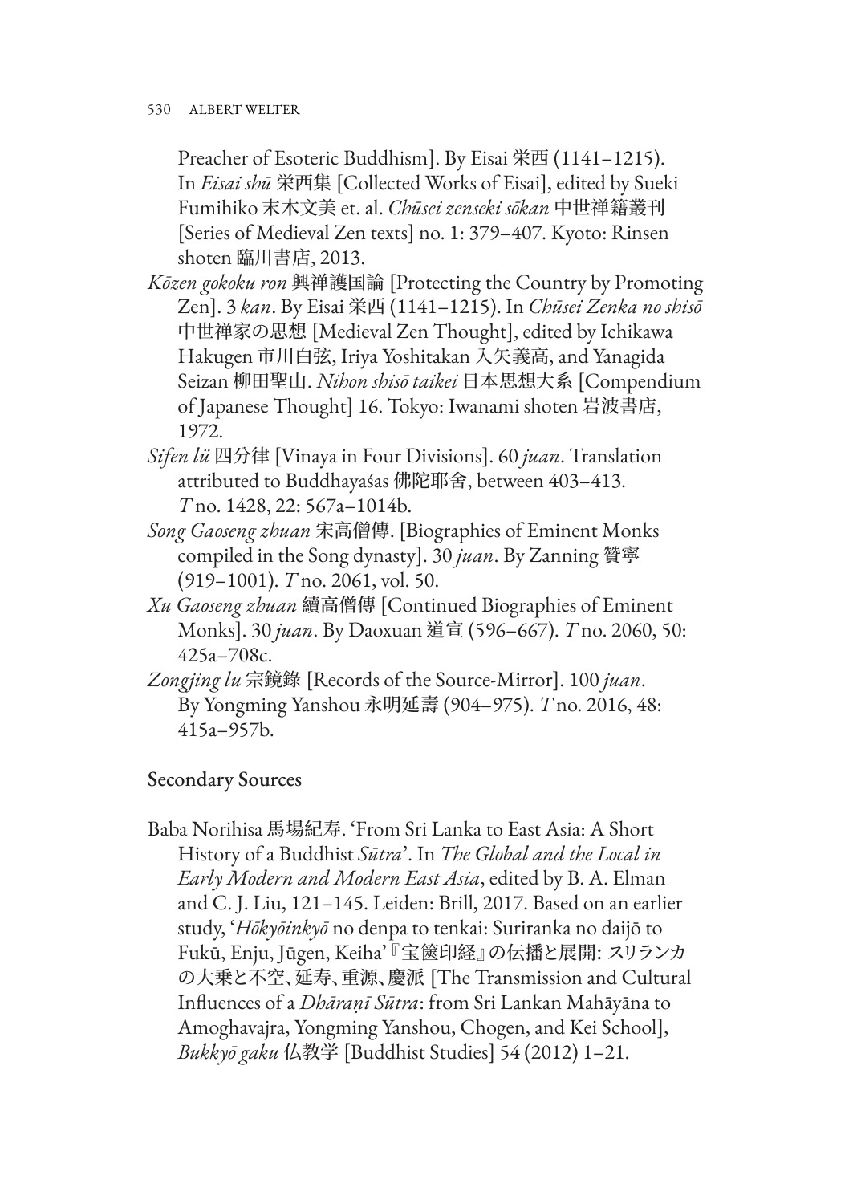Preacher of Esoteric Buddhism]. By Eisai 栄西 (1141–1215). In *Eisai shū* 栄西集 [Collected Works of Eisai], edited by Sueki Fumihiko 末木文美 et. al. *Chūsei zenseki sōkan* 中世禅籍叢刊 [Series of Medieval Zen texts] no. 1: 379–407. Kyoto: Rinsen shoten 臨川書店, 2013.

*Kōzen gokoku ron* 興禅護国論 [Protecting the Country by Promoting Zen]. 3 *kan*. By Eisai 栄西 (1141–1215). In *Chūsei Zenka no shisō* 中世禅家の思想 [Medieval Zen Thought], edited by Ichikawa Hakugen 市川白弦, Iriya Yoshitakan 入矢義高, and Yanagida Seizan 柳田聖山. *Nihon shisō taikei* 日本思想大系 [Compendium of Japanese Thought] 16. Tokyo: Iwanami shoten 岩波書店, 1972.

*Sifen lü* 四分律 [Vinaya in Four Divisions]. 60 *juan*. Translation attributed to Buddhayaśas 佛陀耶舍, between 403–413. *T* no. 1428, 22: 567a–1014b.

*Song Gaoseng zhuan* 宋高僧傳. [Biographies of Eminent Monks compiled in the Song dynasty]. 30 *juan*. By Zanning 贊寧 (919–1001). *T* no. 2061, vol. 50.

*Xu Gaoseng zhuan* 續高僧傳 [Continued Biographies of Eminent Monks]. 30 *juan*. By Daoxuan 道宣 (596–667). *T* no. 2060, 50: 425a–708c.

*Zongjing lu* 宗鏡錄 [Records of the Source-Mirror]. 100 *juan*. By Yongming Yanshou 永明延壽 (904–975). *T* no. 2016, 48: 415a–957b.

## Secondary Sources

Baba Norihisa 馬場紀寿. 'From Sri Lanka to East Asia: A Short History of a Buddhist *Sūtra*'. In *The Global and the Local in Early Modern and Modern East Asia*, edited by B. A. Elman and C. J. Liu, 121–145. Leiden: Brill, 2017. Based on an earlier study, '*Hōkyōinkyō* no denpa to tenkai: Suriranka no daijō to Fukū, Enju, Jūgen, Keiha' 『宝篋印経』の伝播と展開: スリランカの大乗と不空、延寿、重源、慶派 [The Transmission and Cultural Influences of a *Dhāraṇī Sūtra*: from Sri Lankan Mahāyāna to Amoghavajra, Yongming Yanshou, Chogen, and Kei School], *Bukkyō gaku* 仏教学 [Buddhist Studies] 54 (2012) 1–21.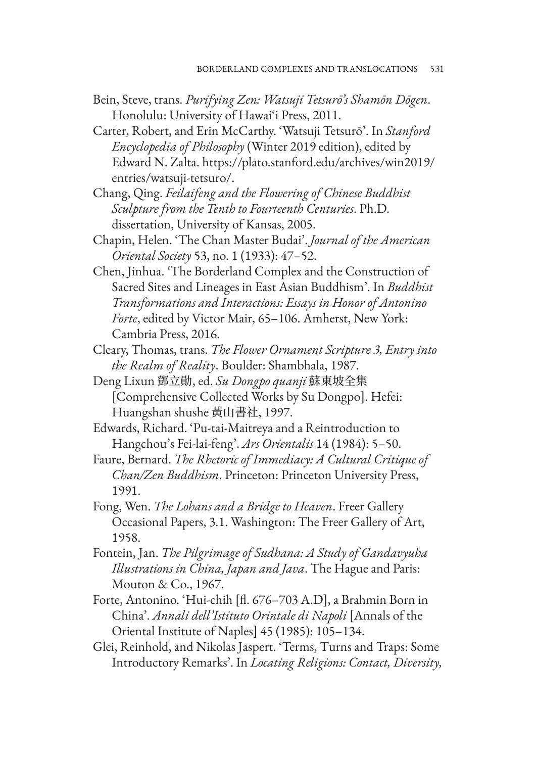Bein, Steve, trans. *Purifying Zen: Watsuji Tetsurō's Shamōn Dōgen*. Honolulu: University of Hawai'i Press, 2011.

Carter, Robert, and Erin McCarthy. 'Watsuji Tetsurō'. In *Stanford Encyclopedia of Philosophy* (Winter 2019 edition), edited by Edward N. Zalta. https://plato.stanford.edu/archives/win2019/entries/watsuji-tetsuro/.

Chang, Qing. *Feilaifeng and the Flowering of Chinese Buddhist Sculpture from the Tenth to Fourteenth Centuries*. Ph.D. dissertation, University of Kansas, 2005.

Chapin, Helen. 'The Chan Master Budai'. *Journal of the American Oriental Society* 53, no. 1 (1933): 47–52.

Chen, Jinhua. 'The Borderland Complex and the Construction of Sacred Sites and Lineages in East Asian Buddhism'. In *Buddhist Transformations and Interactions: Essays in Honor of Antonino Forte*, edited by Victor Mair, 65–106. Amherst, New York: Cambria Press, 2016.

Cleary, Thomas, trans. *The Flower Ornament Scripture 3, Entry into the Realm of Reality*. Boulder: Shambhala, 1987.

Deng Lixun 鄧立勛, ed. *Su Dongpo quanji* 蘇東坡全集 [Comprehensive Collected Works by Su Dongpo]. Hefei: Huangshan shushe 黃山書社, 1997.

Edwards, Richard. 'Pu-tai-Maitreya and a Reintroduction to Hangchou's Fei-lai-feng'. *Ars Orientalis* 14 (1984): 5–50.

Faure, Bernard. *The Rhetoric of Immediacy: A Cultural Critique of Chan/Zen Buddhism*. Princeton: Princeton University Press, 1991.

Fong, Wen. *The Lohans and a Bridge to Heaven*. Freer Gallery Occasional Papers, 3.1. Washington: The Freer Gallery of Art, 1958.

Fontein, Jan. *The Pilgrimage of Sudhana: A Study of Gandavyuha Illustrations in China, Japan and Java*. The Hague and Paris: Mouton & Co., 1967.

Forte, Antonino. 'Hui-chih [fl. 676–703 A.D], a Brahmin Born in China'. *Annali dell'Istituto Orintale di Napoli* [Annals of the Oriental Institute of Naples] 45 (1985): 105–134.

Glei, Reinhold, and Nikolas Jaspert. 'Terms, Turns and Traps: Some Introductory Remarks'. In *Locating Religions: Contact, Diversity,*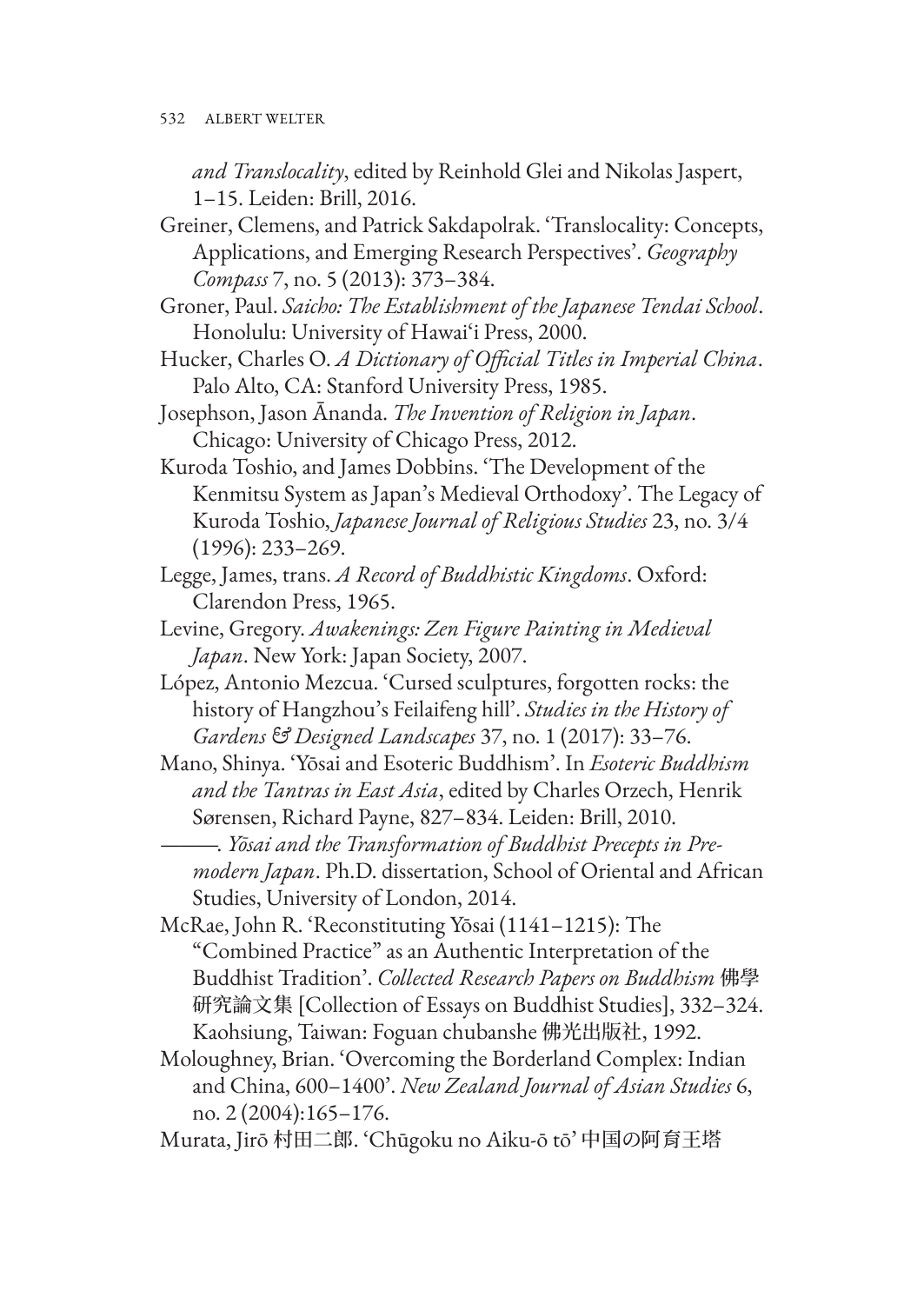*and Translocality*, edited by Reinhold Glei and Nikolas Jaspert, 1–15. Leiden: Brill, 2016.

Greiner, Clemens, and Patrick Sakdapolrak. 'Translocality: Concepts, Applications, and Emerging Research Perspectives'. *Geography Compass* 7, no. 5 (2013): 373–384.

Groner, Paul. *Saicho: The Establishment of the Japanese Tendai School*. Honolulu: University of Hawai'i Press, 2000.

Hucker, Charles O. *A Dictionary of Official Titles in Imperial China*. Palo Alto, CA: Stanford University Press, 1985.

Josephson, Jason Ānanda. *The Invention of Religion in Japan*. Chicago: University of Chicago Press, 2012.

Kuroda Toshio, and James Dobbins. 'The Development of the Kenmitsu System as Japan's Medieval Orthodoxy'. The Legacy of Kuroda Toshio, *Japanese Journal of Religious Studies* 23, no. 3/4 (1996): 233–269.

Legge, James, trans. *A Record of Buddhistic Kingdoms*. Oxford: Clarendon Press, 1965.

Levine, Gregory. *Awakenings: Zen Figure Painting in Medieval Japan*. New York: Japan Society, 2007.

López, Antonio Mezcua. 'Cursed sculptures, forgotten rocks: the history of Hangzhou's Feilaifeng hill'. *Studies in the History of Gardens & Designed Landscapes* 37, no. 1 (2017): 33–76.

Mano, Shinya. 'Yōsai and Esoteric Buddhism'. In *Esoteric Buddhism and the Tantras in East Asia*, edited by Charles Orzech, Henrik Sørensen, Richard Payne, 827–834. Leiden: Brill, 2010.

———. *Yōsai and the Transformation of Buddhist Precepts in Pre-modern Japan*. Ph.D. dissertation, School of Oriental and African Studies, University of London, 2014.

McRae, John R. 'Reconstituting Yōsai (1141–1215): The "Combined Practice" as an Authentic Interpretation of the Buddhist Tradition'. *Collected Research Papers on Buddhism* 佛學研究論文集 [Collection of Essays on Buddhist Studies], 332–324. Kaohsiung, Taiwan: Foguan chubanshe 佛光出版社, 1992.

Moloughney, Brian. 'Overcoming the Borderland Complex: Indian and China, 600–1400'. *New Zealand Journal of Asian Studies* 6, no. 2 (2004):165–176.

Murata, Jirō 村田二郎. 'Chūgoku no Aiku-ō tō' 中国の阿育王塔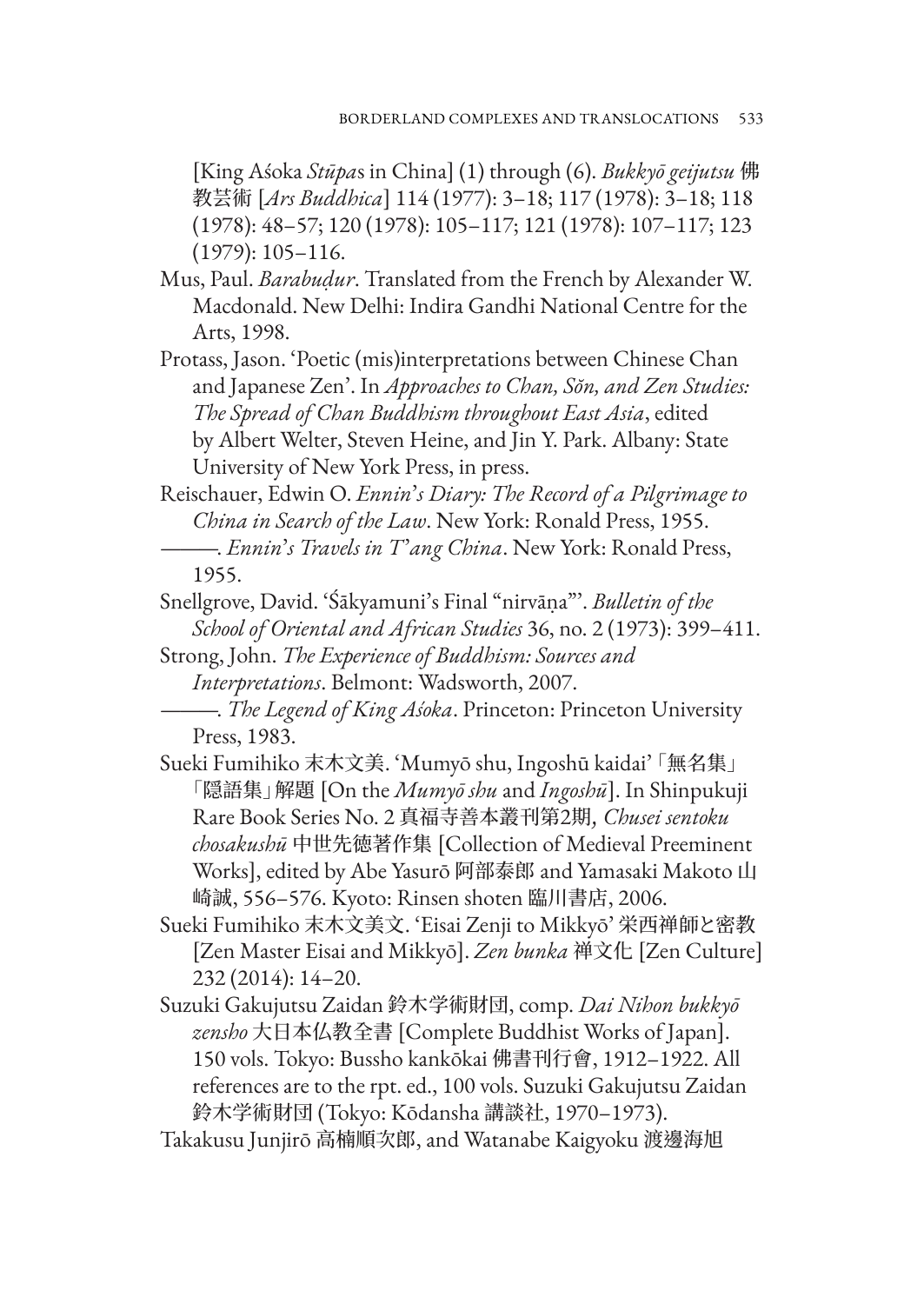[King Aśoka *Stūpa*s in China] (1) through (6). *Bukkyō geijutsu* 佛教芸術 [*Ars Buddhica*] 114 (1977): 3–18; 117 (1978): 3–18; 118 (1978): 48–57; 120 (1978): 105–117; 121 (1978): 107–117; 123 (1979): 105–116.

Mus, Paul. *Barabuḍur*. Translated from the French by Alexander W. Macdonald. New Delhi: Indira Gandhi National Centre for the Arts, 1998.

Protass, Jason. 'Poetic (mis)interpretations between Chinese Chan and Japanese Zen'. In *Approaches to Chan, Sŏn, and Zen Studies: The Spread of Chan Buddhism throughout East Asia*, edited by Albert Welter, Steven Heine, and Jin Y. Park. Albany: State University of New York Press, in press.

Reischauer, Edwin O. *Ennin's Diary: The Record of a Pilgrimage to China in Search of the Law*. New York: Ronald Press, 1955.

———. *Ennin's Travels in T'ang China*. New York: Ronald Press, 1955.

Snellgrove, David. 'Śākyamuni's Final "nirvāṇa"'. *Bulletin of the School of Oriental and African Studies* 36, no. 2 (1973): 399–411.

Strong, John. *The Experience of Buddhism: Sources and Interpretations*. Belmont: Wadsworth, 2007.

———. *The Legend of King Aśoka*. Princeton: Princeton University Press, 1983.

Sueki Fumihiko 末木文美. 'Mumyō shu, Ingoshū kaidai'「無名集」「隠語集」解題 [On the *Mumyō shu* and *Ingoshū*]. In Shinpukuji Rare Book Series No. 2 真福寺善本叢刊第2期, *Chusei sentoku chosakushū* 中世先徳著作集 [Collection of Medieval Preeminent Works], edited by Abe Yasurō 阿部泰郎 and Yamasaki Makoto 山崎誠, 556–576. Kyoto: Rinsen shoten 臨川書店, 2006.

Sueki Fumihiko 末木文美文. 'Eisai Zenji to Mikkyō' 栄西禅師と密教 [Zen Master Eisai and Mikkyō]. *Zen bunka* 禅文化 [Zen Culture] 232 (2014): 14–20.

Suzuki Gakujutsu Zaidan 鈴木学術財団, comp. *Dai Nihon bukkyō zensho* 大日本仏教全書 [Complete Buddhist Works of Japan]. 150 vols. Tokyo: Bussho kankōkai 佛書刊行會, 1912–1922. All references are to the rpt. ed., 100 vols. Suzuki Gakujutsu Zaidan 鈴木学術財団 (Tokyo: Kōdansha 講談社, 1970–1973).

Takakusu Junjirō 高楠順次郎, and Watanabe Kaigyoku 渡邊海旭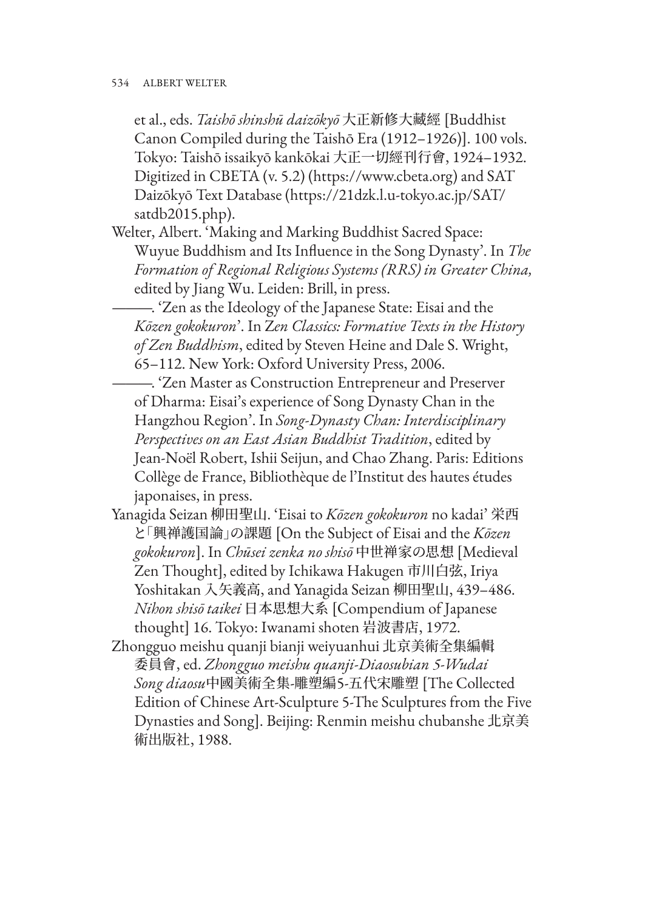et al., eds. *Taishō shinshū daizōkyō* 大正新修大藏經 [Buddhist Canon Compiled during the Taishō Era (1912–1926)]. 100 vols. Tokyo: Taishō issaikyō kankōkai 大正一切經刊行會, 1924–1932. Digitized in CBETA (v. 5.2) (https://www.cbeta.org) and SAT Daizōkyō Text Database (https://21dzk.l.u-tokyo.ac.jp/SAT/satdb2015.php).

Welter, Albert. 'Making and Marking Buddhist Sacred Space: Wuyue Buddhism and Its Influence in the Song Dynasty'. In *The Formation of Regional Religious Systems (RRS) in Greater China,* edited by Jiang Wu. Leiden: Brill, in press.

———. 'Zen as the Ideology of the Japanese State: Eisai and the *Kōzen gokokuron*'. In *Zen Classics: Formative Texts in the History of Zen Buddhism*, edited by Steven Heine and Dale S. Wright, 65–112. New York: Oxford University Press, 2006.

———. 'Zen Master as Construction Entrepreneur and Preserver of Dharma: Eisai's experience of Song Dynasty Chan in the Hangzhou Region'. In *Song-Dynasty Chan: Interdisciplinary Perspectives on an East Asian Buddhist Tradition*, edited by Jean-Noël Robert, Ishii Seijun, and Chao Zhang. Paris: Editions Collège de France, Bibliothèque de l'Institut des hautes études japonaises, in press.

Yanagida Seizan 柳田聖山. 'Eisai to *Kōzen gokokuron* no kadai' 栄西と「興禅護国論」の課題 [On the Subject of Eisai and the *Kōzen gokokuron*]. In *Chūsei zenka no shisō* 中世禅家の思想 [Medieval Zen Thought], edited by Ichikawa Hakugen 市川白弦, Iriya Yoshitakan 入矢義高, and Yanagida Seizan 柳田聖山, 439–486. *Nihon shisō taikei* 日本思想大系 [Compendium of Japanese thought] 16. Tokyo: Iwanami shoten 岩波書店, 1972.

Zhongguo meishu quanji bianji weiyuanhui 北京美術全集編輯委員會, ed. *Zhongguo meishu quanji-Diaosubian 5-Wudai Song diaosu*中國美術全集-雕塑編5-五代宋雕塑 [The Collected Edition of Chinese Art-Sculpture 5-The Sculptures from the Five Dynasties and Song]. Beijing: Renmin meishu chubanshe 北京美術出版社, 1988.